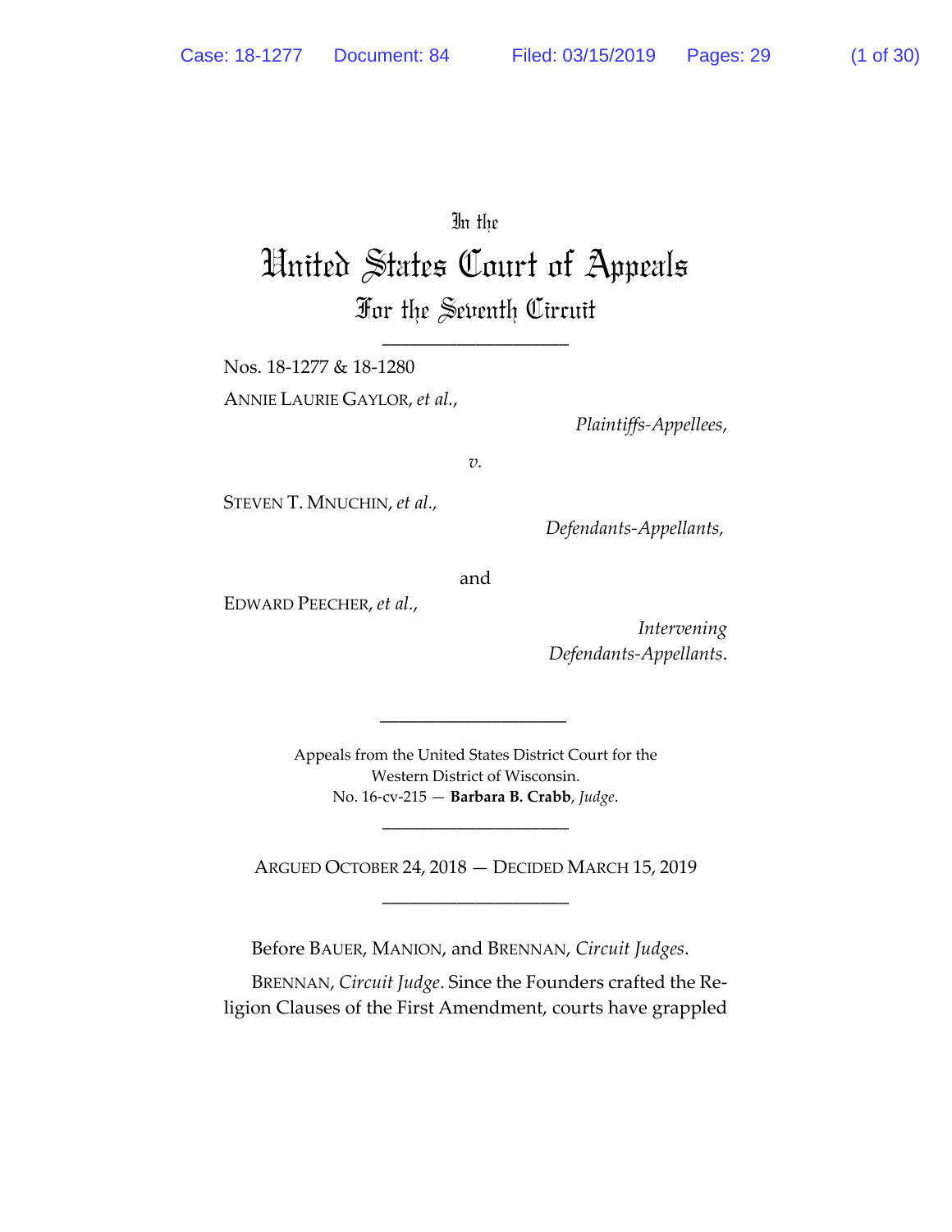In the

# United States Court of Appeals

## For the Seventh Circuit

---

Nos. 18-1277 & 18-1280

ANNIE LAURIE GAYLOR, *et al.*,

*Plaintiffs-Appellees*,

*v.*

STEVEN T. MNUCHIN, *et al.*,

*Defendants-Appellants*,

and

EDWARD PEECHER, *et al.*,

*Intervening Defendants-Appellants*.

---

Appeals from the United States District Court for the Western District of Wisconsin.
No. 16-cv-215 — **Barbara B. Crabb**, *Judge*.

---

ARGUED OCTOBER 24, 2018 — DECIDED MARCH 15, 2019

---

Before BAUER, MANION, and BRENNAN, *Circuit Judges*.

BRENNAN, *Circuit Judge*. Since the Founders crafted the Religion Clauses of the First Amendment, courts have grappled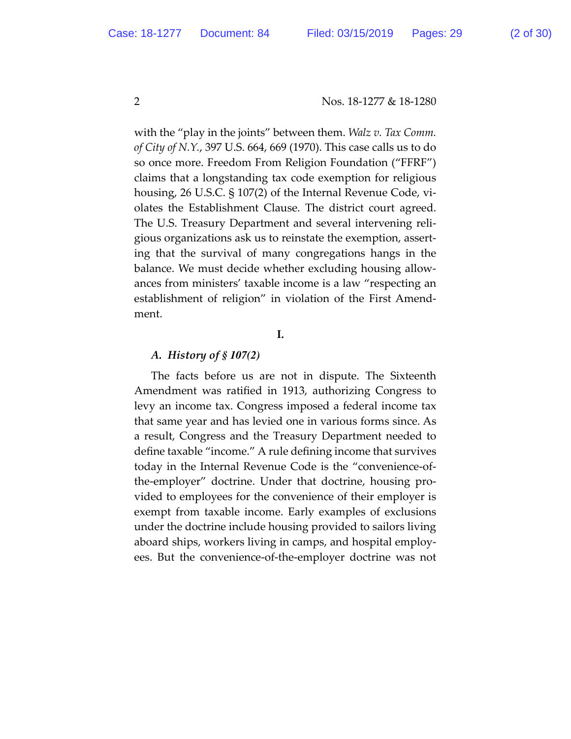with the "play in the joints" between them. *Walz v. Tax Comm. of City of N.Y.*, 397 U.S. 664, 669 (1970). This case calls us to do so once more. Freedom From Religion Foundation ("FFRF") claims that a longstanding tax code exemption for religious housing, 26 U.S.C. § 107(2) of the Internal Revenue Code, violates the Establishment Clause. The district court agreed. The U.S. Treasury Department and several intervening religious organizations ask us to reinstate the exemption, asserting that the survival of many congregations hangs in the balance. We must decide whether excluding housing allowances from ministers' taxable income is a law "respecting an establishment of religion" in violation of the First Amendment.

## I.

### *A. History of § 107(2)*

The facts before us are not in dispute. The Sixteenth Amendment was ratified in 1913, authorizing Congress to levy an income tax. Congress imposed a federal income tax that same year and has levied one in various forms since. As a result, Congress and the Treasury Department needed to define taxable "income." A rule defining income that survives today in the Internal Revenue Code is the "convenience-of-the-employer" doctrine. Under that doctrine, housing provided to employees for the convenience of their employer is exempt from taxable income. Early examples of exclusions under the doctrine include housing provided to sailors living aboard ships, workers living in camps, and hospital employees. But the convenience-of-the-employer doctrine was not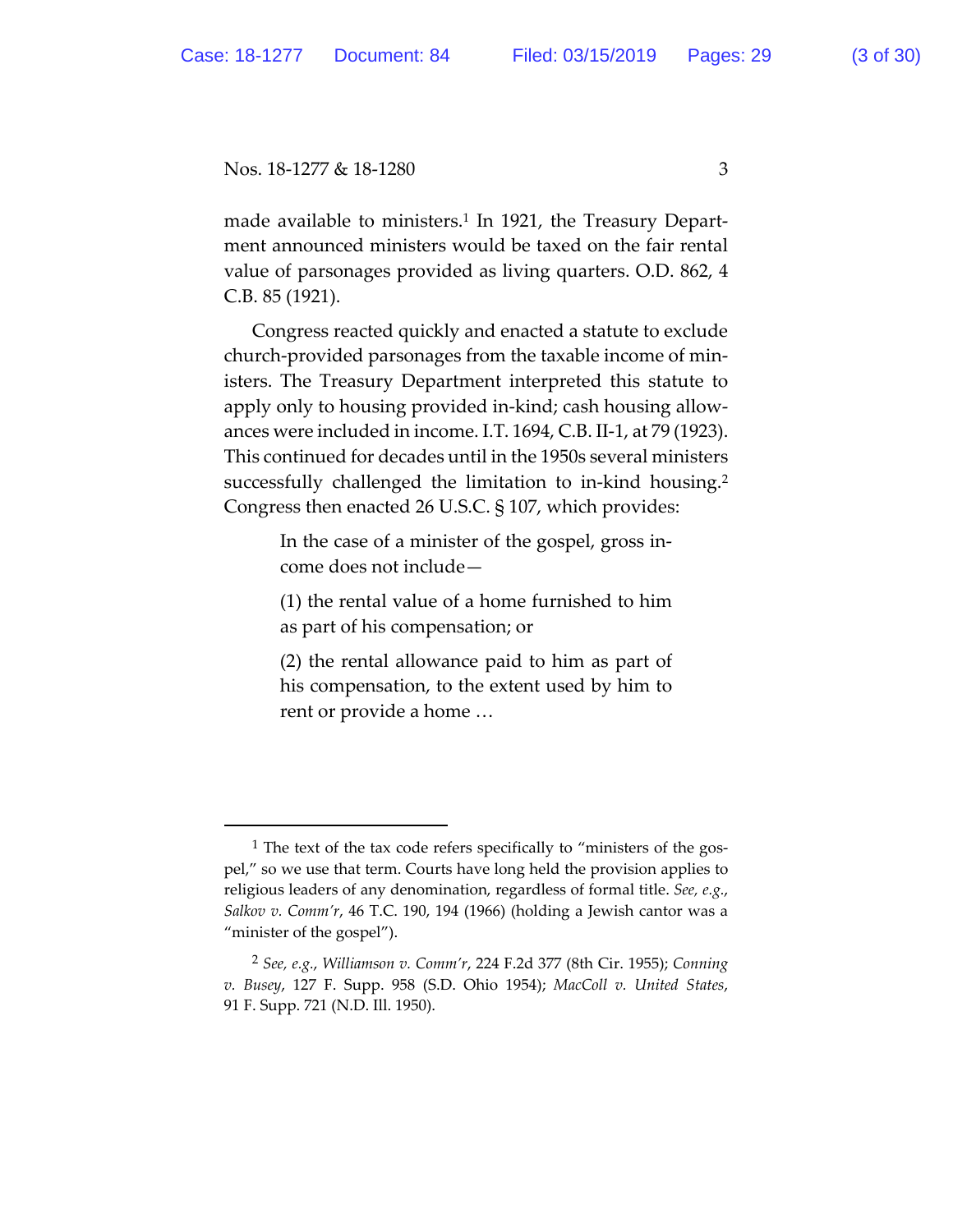made available to ministers.[1] In 1921, the Treasury Department announced ministers would be taxed on the fair rental value of parsonages provided as living quarters. O.D. 862, 4 C.B. 85 (1921).

Congress reacted quickly and enacted a statute to exclude church-provided parsonages from the taxable income of ministers. The Treasury Department interpreted this statute to apply only to housing provided in-kind; cash housing allowances were included in income. I.T. 1694, C.B. II-1, at 79 (1923). This continued for decades until in the 1950s several ministers successfully challenged the limitation to in-kind housing.[2] Congress then enacted 26 U.S.C. § 107, which provides:

> In the case of a minister of the gospel, gross income does not include—
>
> (1) the rental value of a home furnished to him as part of his compensation; or
>
> (2) the rental allowance paid to him as part of his compensation, to the extent used by him to rent or provide a home …

---

[1] The text of the tax code refers specifically to "ministers of the gospel," so we use that term. Courts have long held the provision applies to religious leaders of any denomination, regardless of formal title. *See, e.g.*, *Salkov v. Comm'r*, 46 T.C. 190, 194 (1966) (holding a Jewish cantor was a "minister of the gospel").

[2] *See, e.g.*, *Williamson v. Comm'r*, 224 F.2d 377 (8th Cir. 1955); *Conning v. Busey*, 127 F. Supp. 958 (S.D. Ohio 1954); *MacColl v. United States*, 91 F. Supp. 721 (N.D. Ill. 1950).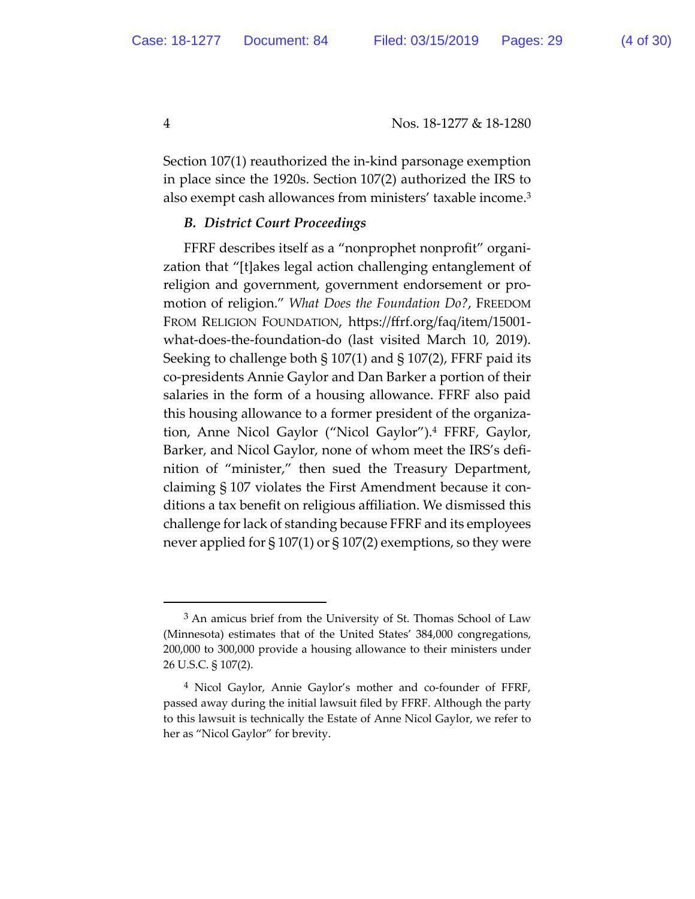Section 107(1) reauthorized the in-kind parsonage exemption in place since the 1920s. Section 107(2) authorized the IRS to also exempt cash allowances from ministers' taxable income.[3]

### *B. District Court Proceedings*

FFRF describes itself as a "nonprophet nonprofit" organization that "[t]akes legal action challenging entanglement of religion and government, government endorsement or promotion of religion." *What Does the Foundation Do?*, FREEDOM FROM RELIGION FOUNDATION, https://ffrf.org/faq/item/15001-what-does-the-foundation-do (last visited March 10, 2019). Seeking to challenge both § 107(1) and § 107(2), FFRF paid its co-presidents Annie Gaylor and Dan Barker a portion of their salaries in the form of a housing allowance. FFRF also paid this housing allowance to a former president of the organization, Anne Nicol Gaylor ("Nicol Gaylor").[4] FFRF, Gaylor, Barker, and Nicol Gaylor, none of whom meet the IRS's definition of "minister," then sued the Treasury Department, claiming § 107 violates the First Amendment because it conditions a tax benefit on religious affiliation. We dismissed this challenge for lack of standing because FFRF and its employees never applied for § 107(1) or § 107(2) exemptions, so they were

---

[3] An amicus brief from the University of St. Thomas School of Law (Minnesota) estimates that of the United States' 384,000 congregations, 200,000 to 300,000 provide a housing allowance to their ministers under 26 U.S.C. § 107(2).

[4] Nicol Gaylor, Annie Gaylor's mother and co-founder of FFRF, passed away during the initial lawsuit filed by FFRF. Although the party to this lawsuit is technically the Estate of Anne Nicol Gaylor, we refer to her as "Nicol Gaylor" for brevity.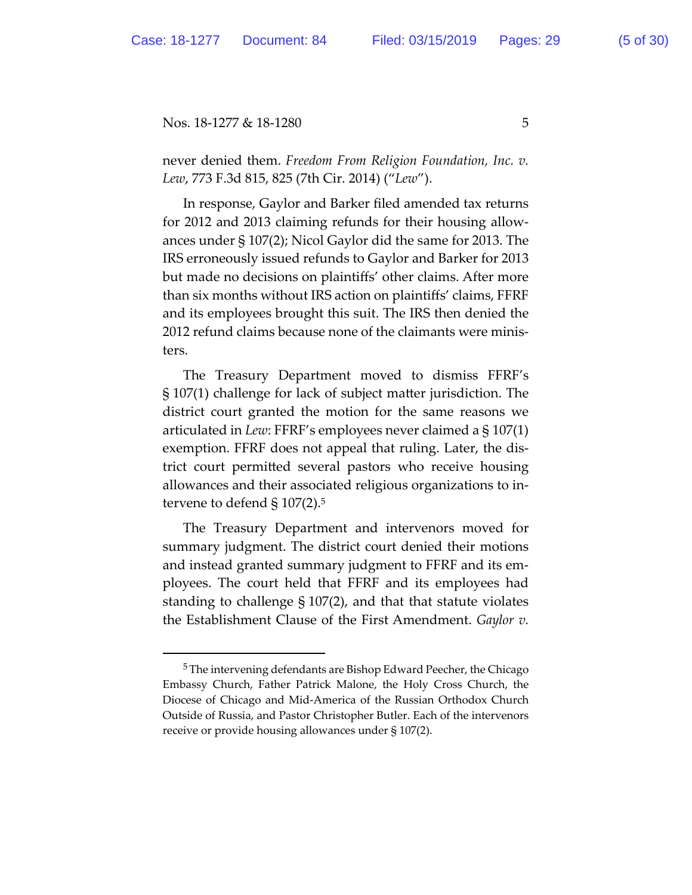never denied them. *Freedom From Religion Foundation, Inc. v. Lew*, 773 F.3d 815, 825 (7th Cir. 2014) ("*Lew*").

In response, Gaylor and Barker filed amended tax returns for 2012 and 2013 claiming refunds for their housing allowances under § 107(2); Nicol Gaylor did the same for 2013. The IRS erroneously issued refunds to Gaylor and Barker for 2013 but made no decisions on plaintiffs' other claims. After more than six months without IRS action on plaintiffs' claims, FFRF and its employees brought this suit. The IRS then denied the 2012 refund claims because none of the claimants were ministers.

The Treasury Department moved to dismiss FFRF's § 107(1) challenge for lack of subject matter jurisdiction. The district court granted the motion for the same reasons we articulated in *Lew*: FFRF's employees never claimed a § 107(1) exemption. FFRF does not appeal that ruling. Later, the district court permitted several pastors who receive housing allowances and their associated religious organizations to intervene to defend § 107(2).[5]

The Treasury Department and intervenors moved for summary judgment. The district court denied their motions and instead granted summary judgment to FFRF and its employees. The court held that FFRF and its employees had standing to challenge § 107(2), and that that statute violates the Establishment Clause of the First Amendment. *Gaylor v.*

---

[5] The intervening defendants are Bishop Edward Peecher, the Chicago Embassy Church, Father Patrick Malone, the Holy Cross Church, the Diocese of Chicago and Mid-America of the Russian Orthodox Church Outside of Russia, and Pastor Christopher Butler. Each of the intervenors receive or provide housing allowances under § 107(2).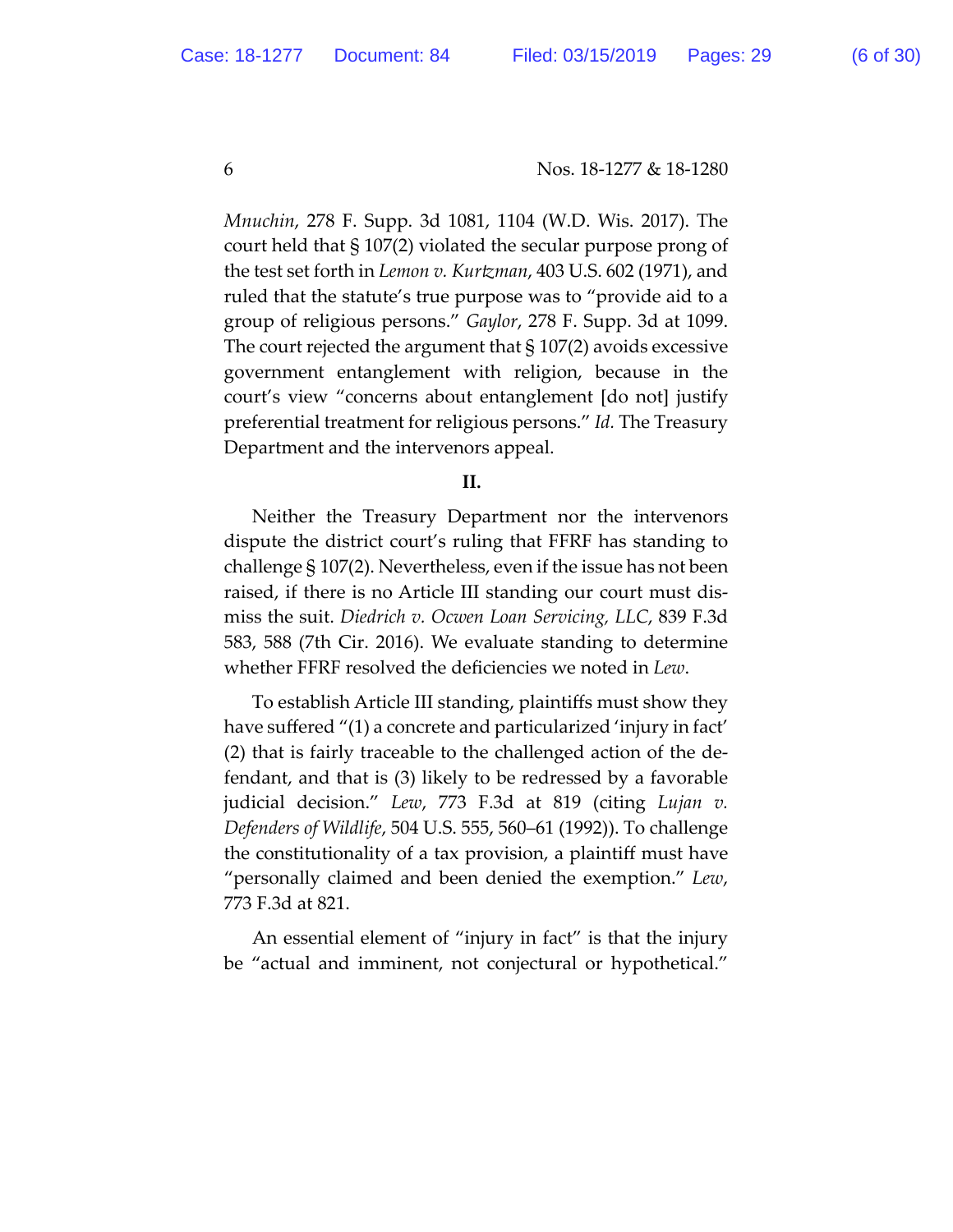*Mnuchin*, 278 F. Supp. 3d 1081, 1104 (W.D. Wis. 2017). The court held that § 107(2) violated the secular purpose prong of the test set forth in *Lemon v. Kurtzman*, 403 U.S. 602 (1971), and ruled that the statute's true purpose was to "provide aid to a group of religious persons." *Gaylor*, 278 F. Supp. 3d at 1099. The court rejected the argument that § 107(2) avoids excessive government entanglement with religion, because in the court's view "concerns about entanglement [do not] justify preferential treatment for religious persons." *Id.* The Treasury Department and the intervenors appeal.

**II.**

Neither the Treasury Department nor the intervenors dispute the district court's ruling that FFRF has standing to challenge § 107(2). Nevertheless, even if the issue has not been raised, if there is no Article III standing our court must dismiss the suit. *Diedrich v. Ocwen Loan Servicing, LLC*, 839 F.3d 583, 588 (7th Cir. 2016). We evaluate standing to determine whether FFRF resolved the deficiencies we noted in *Lew*.

To establish Article III standing, plaintiffs must show they have suffered "(1) a concrete and particularized 'injury in fact' (2) that is fairly traceable to the challenged action of the defendant, and that is (3) likely to be redressed by a favorable judicial decision." *Lew*, 773 F.3d at 819 (citing *Lujan v. Defenders of Wildlife*, 504 U.S. 555, 560–61 (1992)). To challenge the constitutionality of a tax provision, a plaintiff must have "personally claimed and been denied the exemption." *Lew*, 773 F.3d at 821.

An essential element of "injury in fact" is that the injury be "actual and imminent, not conjectural or hypothetical."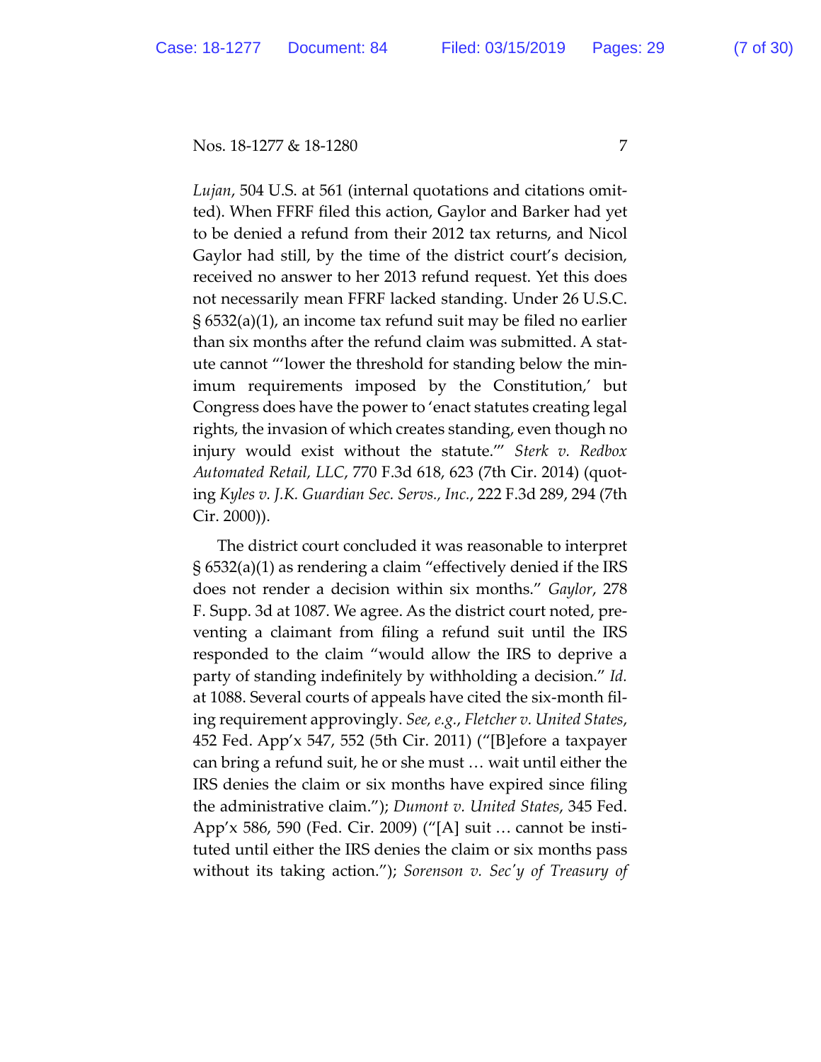*Lujan*, 504 U.S. at 561 (internal quotations and citations omitted). When FFRF filed this action, Gaylor and Barker had yet to be denied a refund from their 2012 tax returns, and Nicol Gaylor had still, by the time of the district court's decision, received no answer to her 2013 refund request. Yet this does not necessarily mean FFRF lacked standing. Under 26 U.S.C. § 6532(a)(1), an income tax refund suit may be filed no earlier than six months after the refund claim was submitted. A statute cannot "'lower the threshold for standing below the minimum requirements imposed by the Constitution,' but Congress does have the power to 'enact statutes creating legal rights, the invasion of which creates standing, even though no injury would exist without the statute.'" *Sterk v. Redbox Automated Retail, LLC*, 770 F.3d 618, 623 (7th Cir. 2014) (quoting *Kyles v. J.K. Guardian Sec. Servs., Inc.*, 222 F.3d 289, 294 (7th Cir. 2000)).

The district court concluded it was reasonable to interpret § 6532(a)(1) as rendering a claim "effectively denied if the IRS does not render a decision within six months." *Gaylor*, 278 F. Supp. 3d at 1087. We agree. As the district court noted, preventing a claimant from filing a refund suit until the IRS responded to the claim "would allow the IRS to deprive a party of standing indefinitely by withholding a decision." *Id.* at 1088. Several courts of appeals have cited the six-month filing requirement approvingly. *See, e.g.*, *Fletcher v. United States*, 452 Fed. App'x 547, 552 (5th Cir. 2011) ("[B]efore a taxpayer can bring a refund suit, he or she must … wait until either the IRS denies the claim or six months have expired since filing the administrative claim."); *Dumont v. United States*, 345 Fed. App'x 586, 590 (Fed. Cir. 2009) ("[A] suit … cannot be instituted until either the IRS denies the claim or six months pass without its taking action."); *Sorenson v. Sec'y of Treasury of*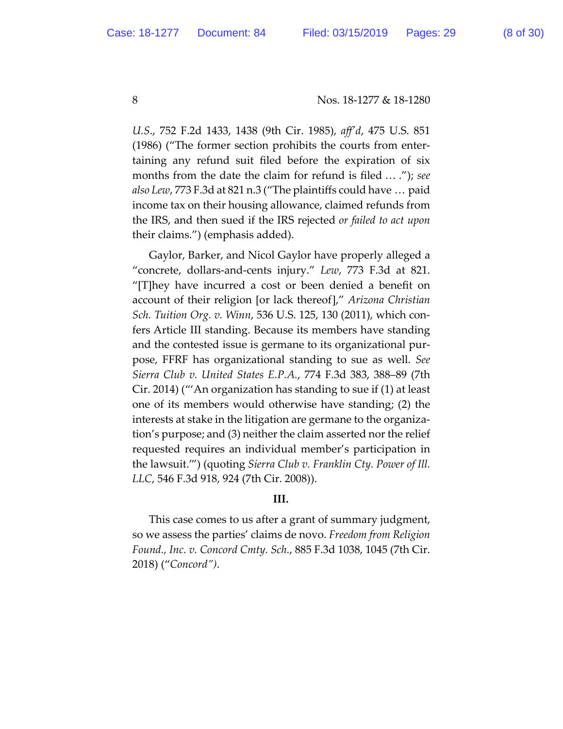*U.S.*, 752 F.2d 1433, 1438 (9th Cir. 1985), *aff'd*, 475 U.S. 851 (1986) ("The former section prohibits the courts from entertaining any refund suit filed before the expiration of six months from the date the claim for refund is filed … ."); *see also Lew*, 773 F.3d at 821 n.3 ("The plaintiffs could have … paid income tax on their housing allowance, claimed refunds from the IRS, and then sued if the IRS rejected *or failed to act upon* their claims.") (emphasis added).

Gaylor, Barker, and Nicol Gaylor have properly alleged a "concrete, dollars-and-cents injury." *Lew*, 773 F.3d at 821. "[T]hey have incurred a cost or been denied a benefit on account of their religion [or lack thereof]," *Arizona Christian Sch. Tuition Org. v. Winn*, 536 U.S. 125, 130 (2011), which confers Article III standing. Because its members have standing and the contested issue is germane to its organizational purpose, FFRF has organizational standing to sue as well. *See Sierra Club v. United States E.P.A.*, 774 F.3d 383, 388–89 (7th Cir. 2014) ("'An organization has standing to sue if (1) at least one of its members would otherwise have standing; (2) the interests at stake in the litigation are germane to the organization's purpose; and (3) neither the claim asserted nor the relief requested requires an individual member's participation in the lawsuit.'") (quoting *Sierra Club v. Franklin Cty. Power of Ill. LLC*, 546 F.3d 918, 924 (7th Cir. 2008)).

**III.**

This case comes to us after a grant of summary judgment, so we assess the parties' claims de novo. *Freedom from Religion Found., Inc. v. Concord Cmty. Sch.*, 885 F.3d 1038, 1045 (7th Cir. 2018) ("*Concord")*.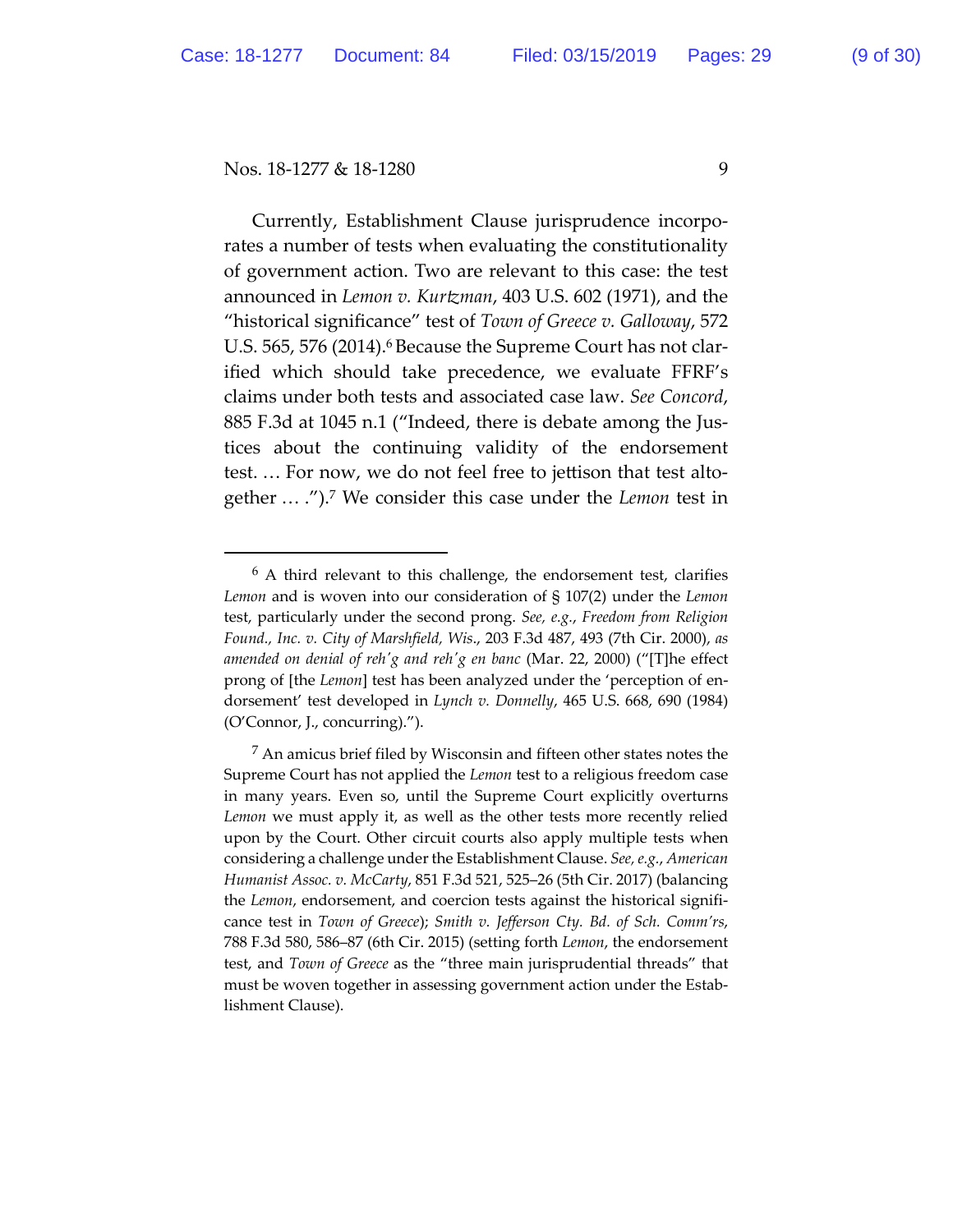Currently, Establishment Clause jurisprudence incorporates a number of tests when evaluating the constitutionality of government action. Two are relevant to this case: the test announced in *Lemon v. Kurtzman*, 403 U.S. 602 (1971), and the "historical significance" test of *Town of Greece v. Galloway*, 572 U.S. 565, 576 (2014).[6] Because the Supreme Court has not clarified which should take precedence, we evaluate FFRF's claims under both tests and associated case law. *See Concord*, 885 F.3d at 1045 n.1 ("Indeed, there is debate among the Justices about the continuing validity of the endorsement test. … For now, we do not feel free to jettison that test altogether … .").[7] We consider this case under the *Lemon* test in

---

[6] A third relevant to this challenge, the endorsement test, clarifies *Lemon* and is woven into our consideration of § 107(2) under the *Lemon* test, particularly under the second prong. *See, e.g.*, *Freedom from Religion Found., Inc. v. City of Marshfield, Wis.*, 203 F.3d 487, 493 (7th Cir. 2000), *as amended on denial of reh'g and reh'g en banc* (Mar. 22, 2000) ("[T]he effect prong of [the *Lemon*] test has been analyzed under the 'perception of endorsement' test developed in *Lynch v. Donnelly*, 465 U.S. 668, 690 (1984) (O'Connor, J., concurring).").

[7] An amicus brief filed by Wisconsin and fifteen other states notes the Supreme Court has not applied the *Lemon* test to a religious freedom case in many years. Even so, until the Supreme Court explicitly overturns *Lemon* we must apply it, as well as the other tests more recently relied upon by the Court. Other circuit courts also apply multiple tests when considering a challenge under the Establishment Clause. *See, e.g.*, *American Humanist Assoc. v. McCarty*, 851 F.3d 521, 525–26 (5th Cir. 2017) (balancing the *Lemon*, endorsement, and coercion tests against the historical significance test in *Town of Greece*); *Smith v. Jefferson Cty. Bd. of Sch. Comm'rs*, 788 F.3d 580, 586–87 (6th Cir. 2015) (setting forth *Lemon*, the endorsement test, and *Town of Greece* as the "three main jurisprudential threads" that must be woven together in assessing government action under the Establishment Clause).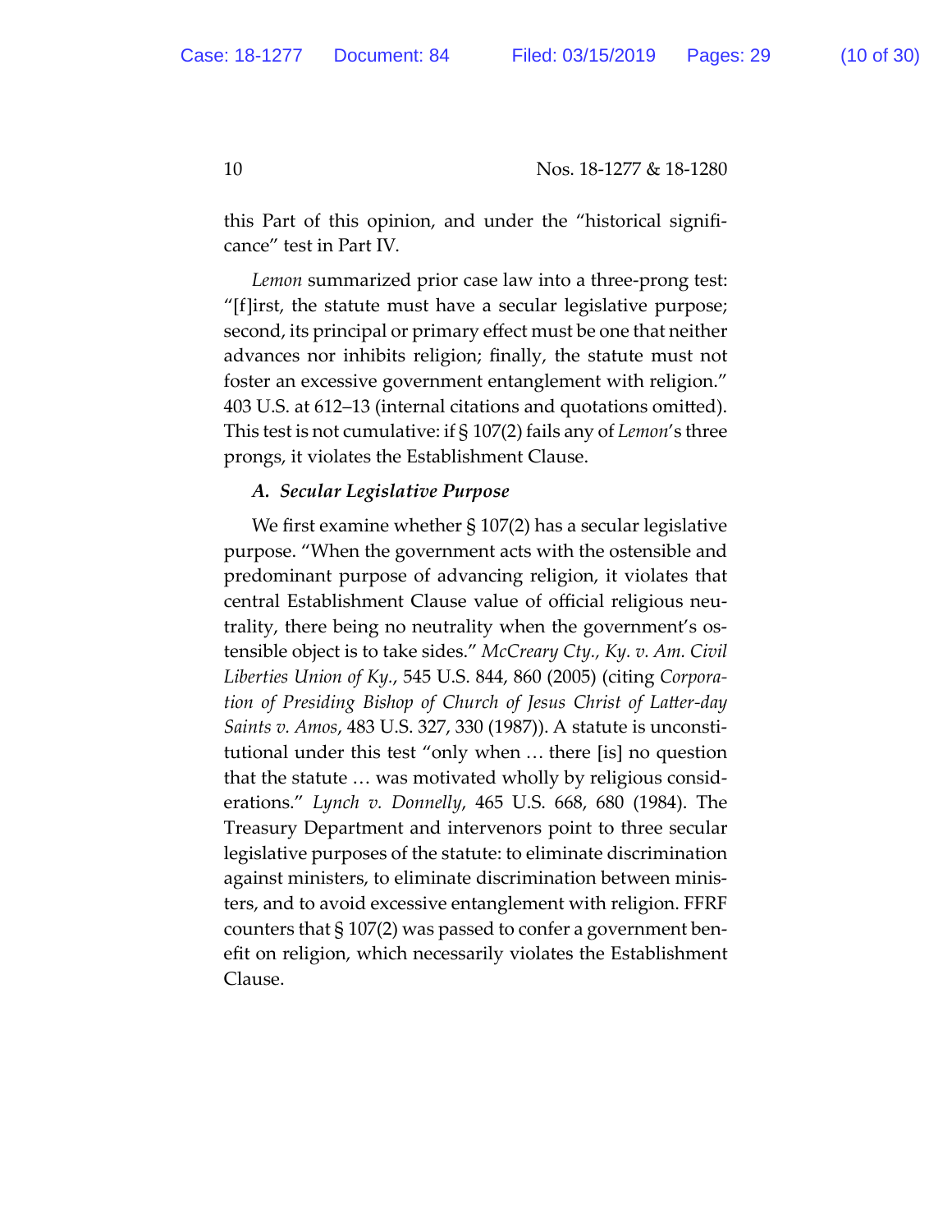this Part of this opinion, and under the "historical significance" test in Part IV.

*Lemon* summarized prior case law into a three-prong test: "[f]irst, the statute must have a secular legislative purpose; second, its principal or primary effect must be one that neither advances nor inhibits religion; finally, the statute must not foster an excessive government entanglement with religion." 403 U.S. at 612–13 (internal citations and quotations omitted). This test is not cumulative: if § 107(2) fails any of *Lemon*'s three prongs, it violates the Establishment Clause.

### *A. Secular Legislative Purpose*

We first examine whether § 107(2) has a secular legislative purpose. "When the government acts with the ostensible and predominant purpose of advancing religion, it violates that central Establishment Clause value of official religious neutrality, there being no neutrality when the government's ostensible object is to take sides." *McCreary Cty., Ky. v. Am. Civil Liberties Union of Ky.*, 545 U.S. 844, 860 (2005) (citing *Corporation of Presiding Bishop of Church of Jesus Christ of Latter-day Saints v. Amos*, 483 U.S. 327, 330 (1987)). A statute is unconstitutional under this test "only when … there [is] no question that the statute … was motivated wholly by religious considerations." *Lynch v. Donnelly*, 465 U.S. 668, 680 (1984). The Treasury Department and intervenors point to three secular legislative purposes of the statute: to eliminate discrimination against ministers, to eliminate discrimination between ministers, and to avoid excessive entanglement with religion. FFRF counters that § 107(2) was passed to confer a government benefit on religion, which necessarily violates the Establishment Clause.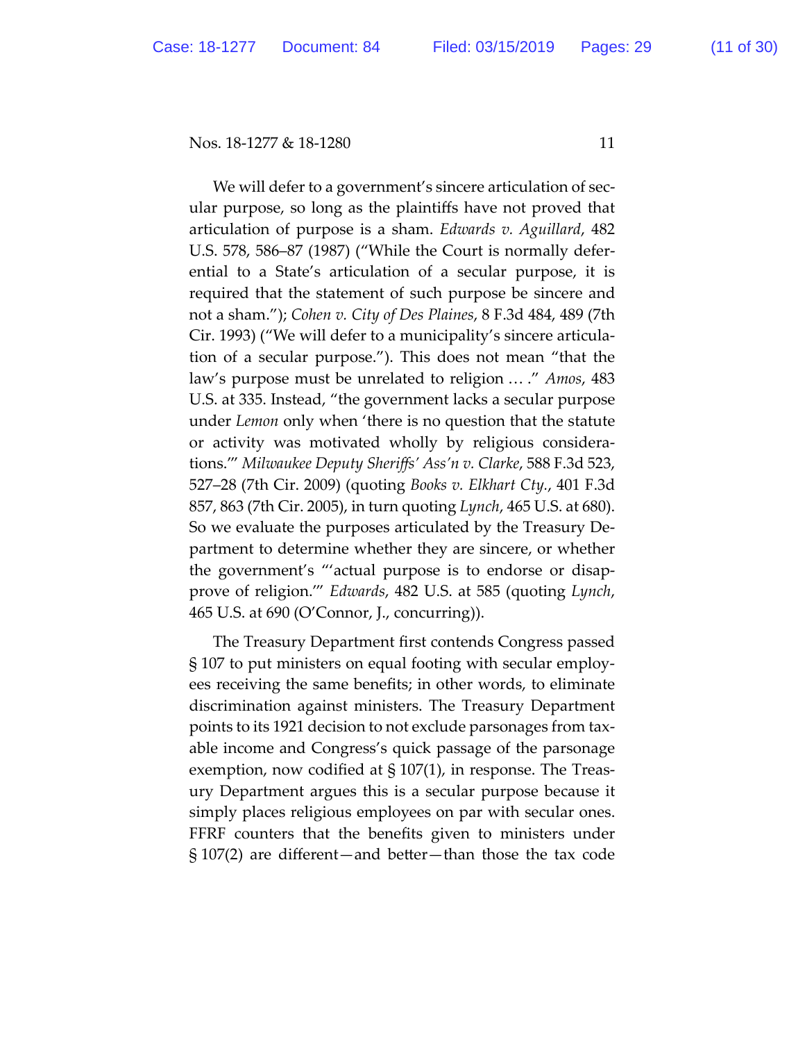We will defer to a government's sincere articulation of secular purpose, so long as the plaintiffs have not proved that articulation of purpose is a sham. *Edwards v. Aguillard*, 482 U.S. 578, 586–87 (1987) ("While the Court is normally deferential to a State's articulation of a secular purpose, it is required that the statement of such purpose be sincere and not a sham."); *Cohen v. City of Des Plaines*, 8 F.3d 484, 489 (7th Cir. 1993) ("We will defer to a municipality's sincere articulation of a secular purpose."). This does not mean "that the law's purpose must be unrelated to religion … ." *Amos*, 483 U.S. at 335. Instead, "the government lacks a secular purpose under *Lemon* only when 'there is no question that the statute or activity was motivated wholly by religious considerations.'" *Milwaukee Deputy Sheriffs' Ass'n v. Clarke*, 588 F.3d 523, 527–28 (7th Cir. 2009) (quoting *Books v. Elkhart Cty.*, 401 F.3d 857, 863 (7th Cir. 2005), in turn quoting *Lynch*, 465 U.S. at 680). So we evaluate the purposes articulated by the Treasury Department to determine whether they are sincere, or whether the government's "'actual purpose is to endorse or disapprove of religion.'" *Edwards*, 482 U.S. at 585 (quoting *Lynch*, 465 U.S. at 690 (O'Connor, J., concurring)).

The Treasury Department first contends Congress passed § 107 to put ministers on equal footing with secular employees receiving the same benefits; in other words, to eliminate discrimination against ministers. The Treasury Department points to its 1921 decision to not exclude parsonages from taxable income and Congress's quick passage of the parsonage exemption, now codified at § 107(1), in response. The Treasury Department argues this is a secular purpose because it simply places religious employees on par with secular ones. FFRF counters that the benefits given to ministers under § 107(2) are different—and better—than those the tax code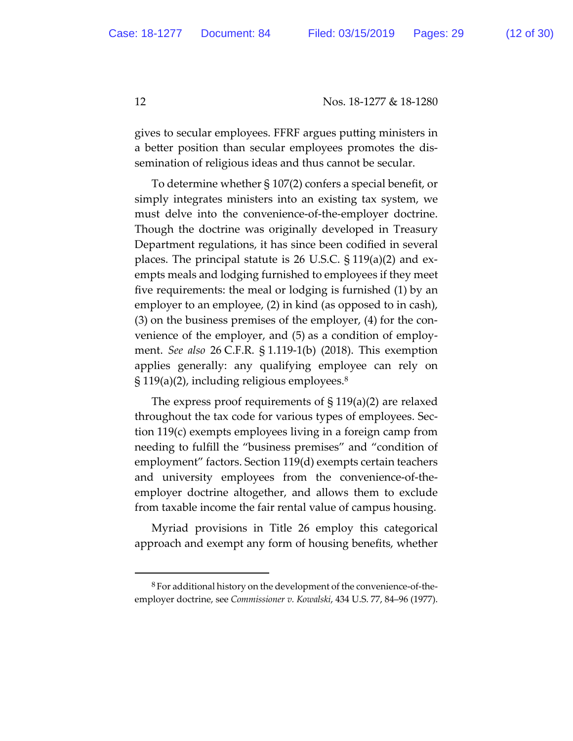gives to secular employees. FFRF argues putting ministers in a better position than secular employees promotes the dissemination of religious ideas and thus cannot be secular.

To determine whether § 107(2) confers a special benefit, or simply integrates ministers into an existing tax system, we must delve into the convenience-of-the-employer doctrine. Though the doctrine was originally developed in Treasury Department regulations, it has since been codified in several places. The principal statute is 26 U.S.C. § 119(a)(2) and exempts meals and lodging furnished to employees if they meet five requirements: the meal or lodging is furnished (1) by an employer to an employee, (2) in kind (as opposed to in cash), (3) on the business premises of the employer, (4) for the convenience of the employer, and (5) as a condition of employment. *See also* 26 C.F.R. § 1.119-1(b) (2018). This exemption applies generally: any qualifying employee can rely on § 119(a)(2), including religious employees.[8]

The express proof requirements of § 119(a)(2) are relaxed throughout the tax code for various types of employees. Section 119(c) exempts employees living in a foreign camp from needing to fulfill the "business premises" and "condition of employment" factors. Section 119(d) exempts certain teachers and university employees from the convenience-of-the-employer doctrine altogether, and allows them to exclude from taxable income the fair rental value of campus housing.

Myriad provisions in Title 26 employ this categorical approach and exempt any form of housing benefits, whether

[8] For additional history on the development of the convenience-of-the-employer doctrine, see *Commissioner v. Kowalski*, 434 U.S. 77, 84–96 (1977).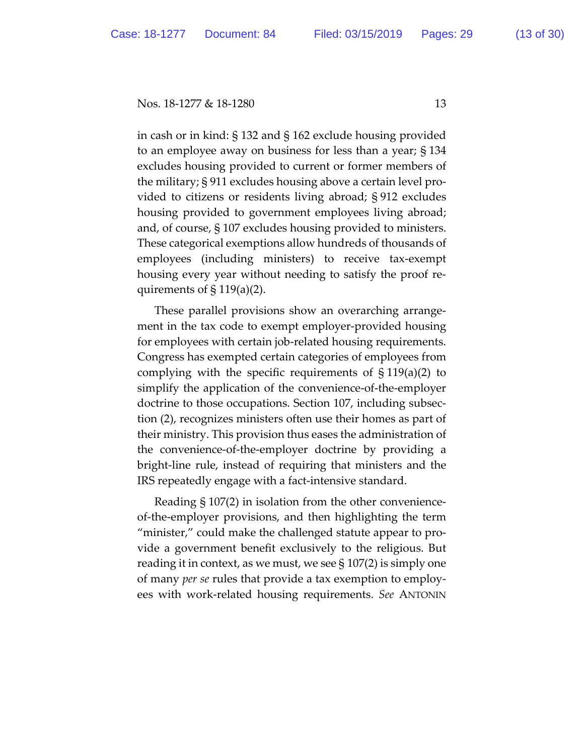in cash or in kind: § 132 and § 162 exclude housing provided to an employee away on business for less than a year; § 134 excludes housing provided to current or former members of the military; § 911 excludes housing above a certain level provided to citizens or residents living abroad; § 912 excludes housing provided to government employees living abroad; and, of course, § 107 excludes housing provided to ministers. These categorical exemptions allow hundreds of thousands of employees (including ministers) to receive tax-exempt housing every year without needing to satisfy the proof requirements of § 119(a)(2).

These parallel provisions show an overarching arrangement in the tax code to exempt employer-provided housing for employees with certain job-related housing requirements. Congress has exempted certain categories of employees from complying with the specific requirements of § 119(a)(2) to simplify the application of the convenience-of-the-employer doctrine to those occupations. Section 107, including subsection (2), recognizes ministers often use their homes as part of their ministry. This provision thus eases the administration of the convenience-of-the-employer doctrine by providing a bright-line rule, instead of requiring that ministers and the IRS repeatedly engage with a fact-intensive standard.

Reading § 107(2) in isolation from the other convenience-of-the-employer provisions, and then highlighting the term "minister," could make the challenged statute appear to provide a government benefit exclusively to the religious. But reading it in context, as we must, we see § 107(2) is simply one of many *per se* rules that provide a tax exemption to employees with work-related housing requirements. *See* ANTONIN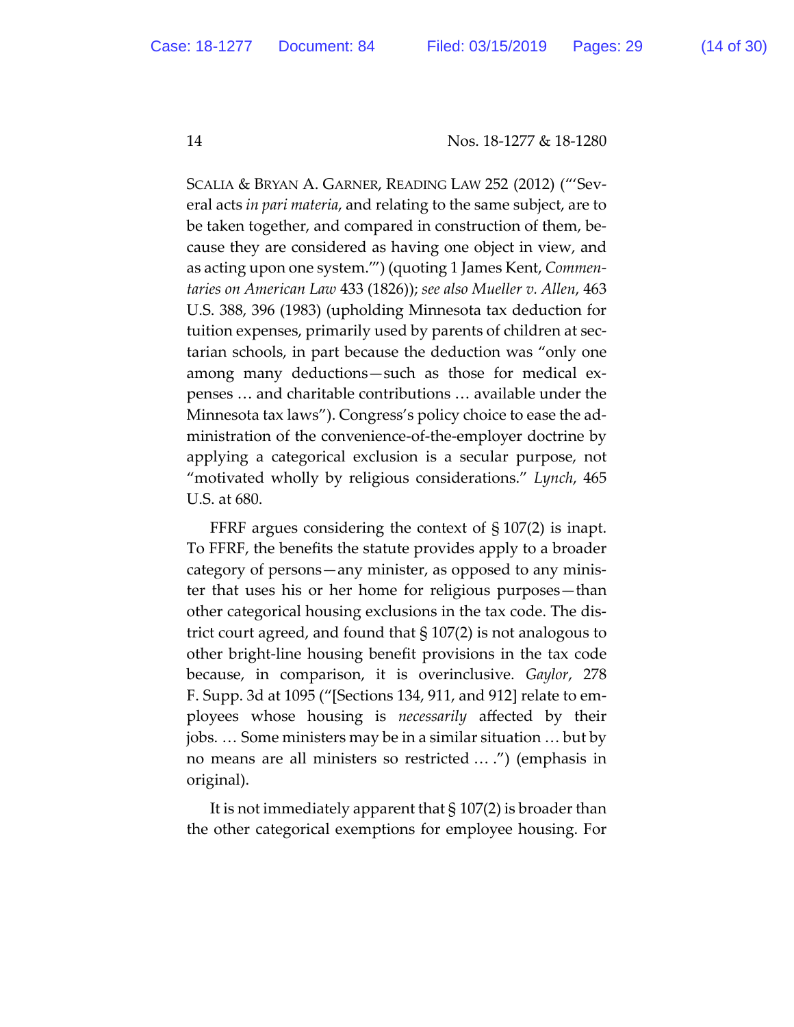SCALIA & BRYAN A. GARNER, READING LAW 252 (2012) ("'Several acts *in pari materia*, and relating to the same subject, are to be taken together, and compared in construction of them, because they are considered as having one object in view, and as acting upon one system.'") (quoting 1 James Kent, *Commentaries on American Law* 433 (1826)); *see also Mueller v. Allen*, 463 U.S. 388, 396 (1983) (upholding Minnesota tax deduction for tuition expenses, primarily used by parents of children at sectarian schools, in part because the deduction was "only one among many deductions—such as those for medical expenses … and charitable contributions … available under the Minnesota tax laws"). Congress's policy choice to ease the administration of the convenience-of-the-employer doctrine by applying a categorical exclusion is a secular purpose, not "motivated wholly by religious considerations." *Lynch*, 465 U.S. at 680.

FFRF argues considering the context of § 107(2) is inapt. To FFRF, the benefits the statute provides apply to a broader category of persons—any minister, as opposed to any minister that uses his or her home for religious purposes—than other categorical housing exclusions in the tax code. The district court agreed, and found that § 107(2) is not analogous to other bright-line housing benefit provisions in the tax code because, in comparison, it is overinclusive. *Gaylor*, 278 F. Supp. 3d at 1095 ("[Sections 134, 911, and 912] relate to employees whose housing is *necessarily* affected by their jobs. … Some ministers may be in a similar situation … but by no means are all ministers so restricted … .") (emphasis in original).

It is not immediately apparent that § 107(2) is broader than the other categorical exemptions for employee housing. For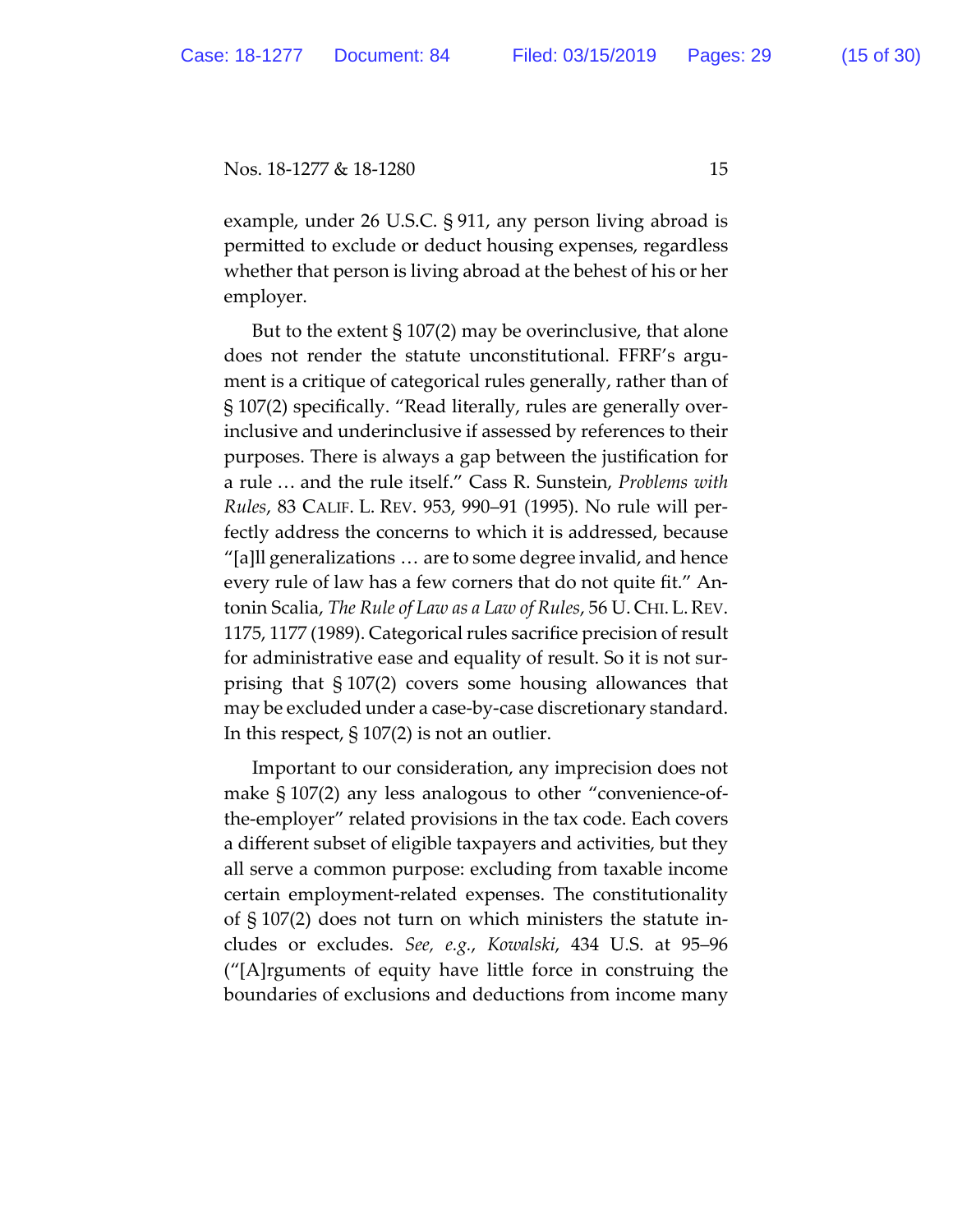example, under 26 U.S.C. § 911, any person living abroad is permitted to exclude or deduct housing expenses, regardless whether that person is living abroad at the behest of his or her employer.

But to the extent § 107(2) may be overinclusive, that alone does not render the statute unconstitutional. FFRF's argument is a critique of categorical rules generally, rather than of § 107(2) specifically. "Read literally, rules are generally overinclusive and underinclusive if assessed by references to their purposes. There is always a gap between the justification for a rule … and the rule itself." Cass R. Sunstein, *Problems with Rules*, 83 CALIF. L. REV. 953, 990–91 (1995). No rule will perfectly address the concerns to which it is addressed, because "[a]ll generalizations … are to some degree invalid, and hence every rule of law has a few corners that do not quite fit." Antonin Scalia, *The Rule of Law as a Law of Rules*, 56 U. CHI. L. REV. 1175, 1177 (1989). Categorical rules sacrifice precision of result for administrative ease and equality of result. So it is not surprising that § 107(2) covers some housing allowances that may be excluded under a case-by-case discretionary standard. In this respect, § 107(2) is not an outlier.

Important to our consideration, any imprecision does not make § 107(2) any less analogous to other "convenience-of-the-employer" related provisions in the tax code. Each covers a different subset of eligible taxpayers and activities, but they all serve a common purpose: excluding from taxable income certain employment-related expenses. The constitutionality of § 107(2) does not turn on which ministers the statute includes or excludes. *See, e.g.*, *Kowalski*, 434 U.S. at 95–96 ("[A]rguments of equity have little force in construing the boundaries of exclusions and deductions from income many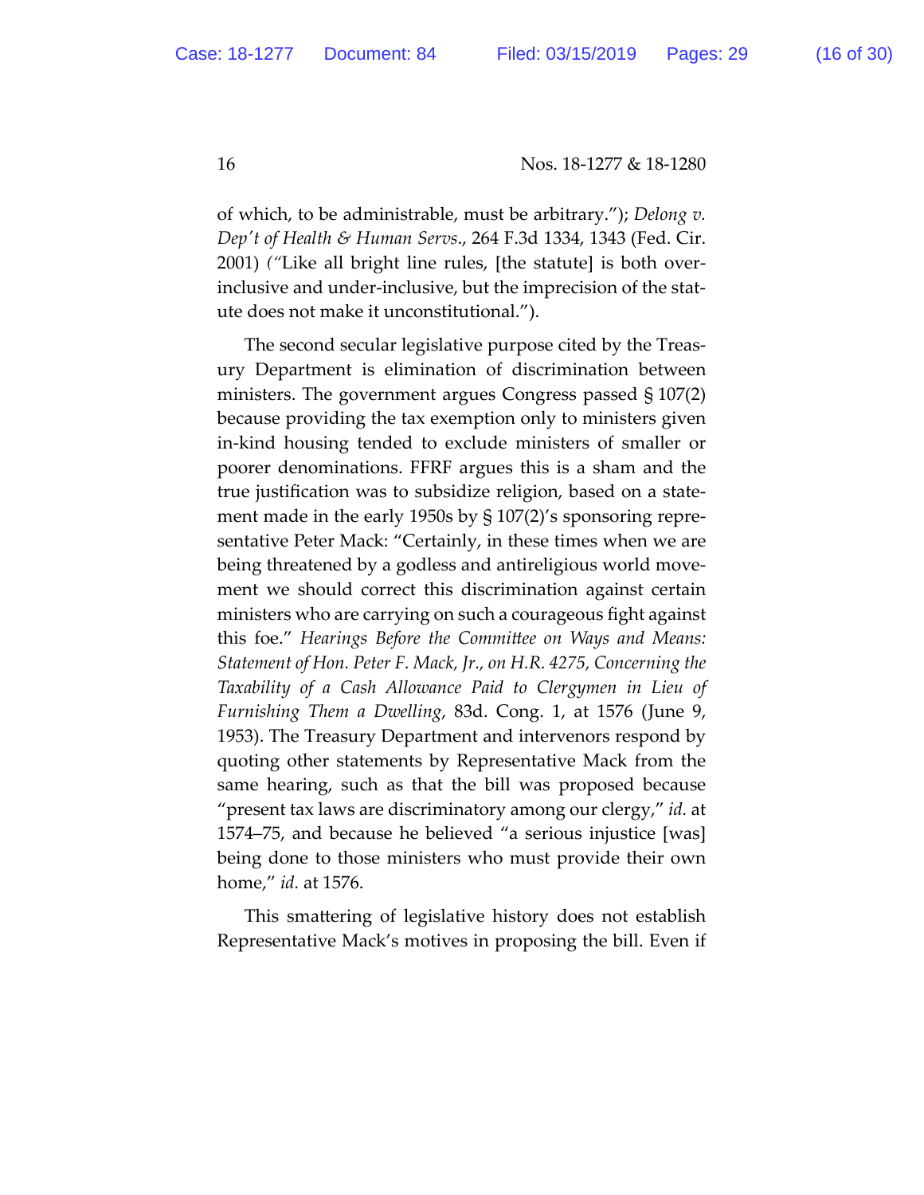of which, to be administrable, must be arbitrary."); *Delong v. Dep't of Health & Human Servs.*, 264 F.3d 1334, 1343 (Fed. Cir. 2001) ("Like all bright line rules, [the statute] is both over-inclusive and under-inclusive, but the imprecision of the statute does not make it unconstitutional.").

The second secular legislative purpose cited by the Treasury Department is elimination of discrimination between ministers. The government argues Congress passed § 107(2) because providing the tax exemption only to ministers given in-kind housing tended to exclude ministers of smaller or poorer denominations. FFRF argues this is a sham and the true justification was to subsidize religion, based on a statement made in the early 1950s by § 107(2)'s sponsoring representative Peter Mack: "Certainly, in these times when we are being threatened by a godless and antireligious world movement we should correct this discrimination against certain ministers who are carrying on such a courageous fight against this foe." *Hearings Before the Committee on Ways and Means: Statement of Hon. Peter F. Mack, Jr., on H.R. 4275, Concerning the Taxability of a Cash Allowance Paid to Clergymen in Lieu of Furnishing Them a Dwelling*, 83d. Cong. 1, at 1576 (June 9, 1953). The Treasury Department and intervenors respond by quoting other statements by Representative Mack from the same hearing, such as that the bill was proposed because "present tax laws are discriminatory among our clergy," *id.* at 1574–75, and because he believed "a serious injustice [was] being done to those ministers who must provide their own home," *id.* at 1576.

This smattering of legislative history does not establish Representative Mack's motives in proposing the bill. Even if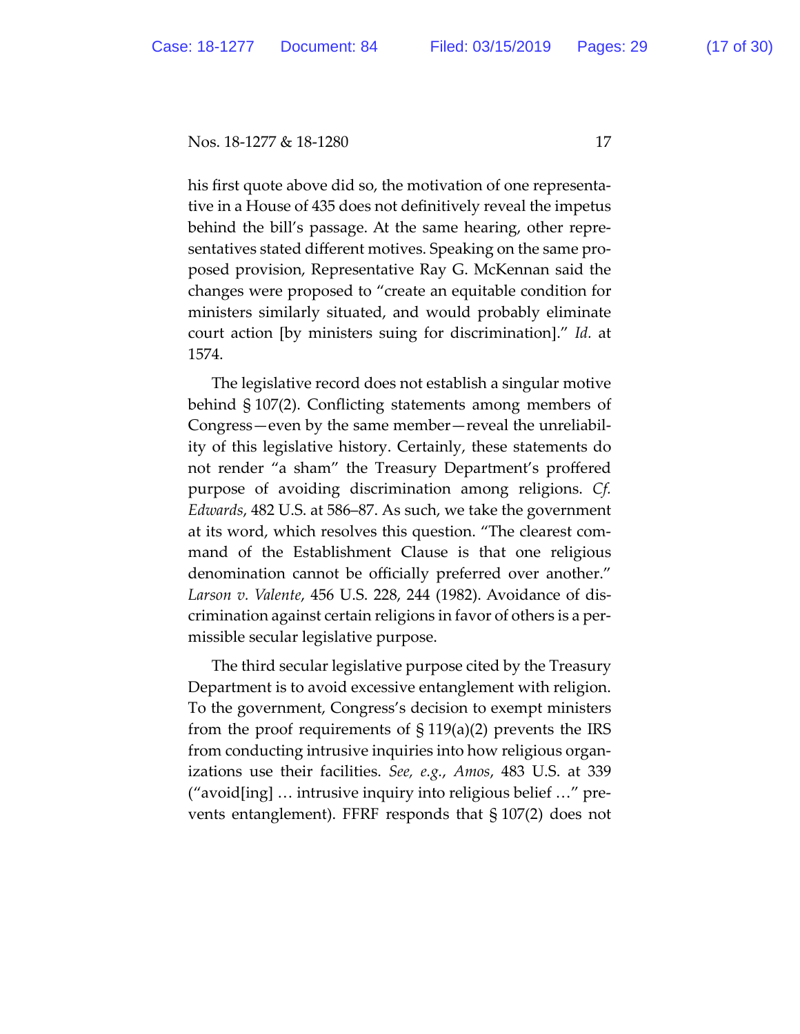his first quote above did so, the motivation of one representative in a House of 435 does not definitively reveal the impetus behind the bill's passage. At the same hearing, other representatives stated different motives. Speaking on the same proposed provision, Representative Ray G. McKennan said the changes were proposed to "create an equitable condition for ministers similarly situated, and would probably eliminate court action [by ministers suing for discrimination]." *Id.* at 1574.

The legislative record does not establish a singular motive behind § 107(2). Conflicting statements among members of Congress—even by the same member—reveal the unreliability of this legislative history. Certainly, these statements do not render "a sham" the Treasury Department's proffered purpose of avoiding discrimination among religions. *Cf. Edwards*, 482 U.S. at 586–87. As such, we take the government at its word, which resolves this question. "The clearest command of the Establishment Clause is that one religious denomination cannot be officially preferred over another." *Larson v. Valente*, 456 U.S. 228, 244 (1982). Avoidance of discrimination against certain religions in favor of others is a permissible secular legislative purpose.

The third secular legislative purpose cited by the Treasury Department is to avoid excessive entanglement with religion. To the government, Congress's decision to exempt ministers from the proof requirements of § 119(a)(2) prevents the IRS from conducting intrusive inquiries into how religious organizations use their facilities. *See, e.g.*, *Amos*, 483 U.S. at 339 ("avoid[ing] … intrusive inquiry into religious belief …" prevents entanglement). FFRF responds that § 107(2) does not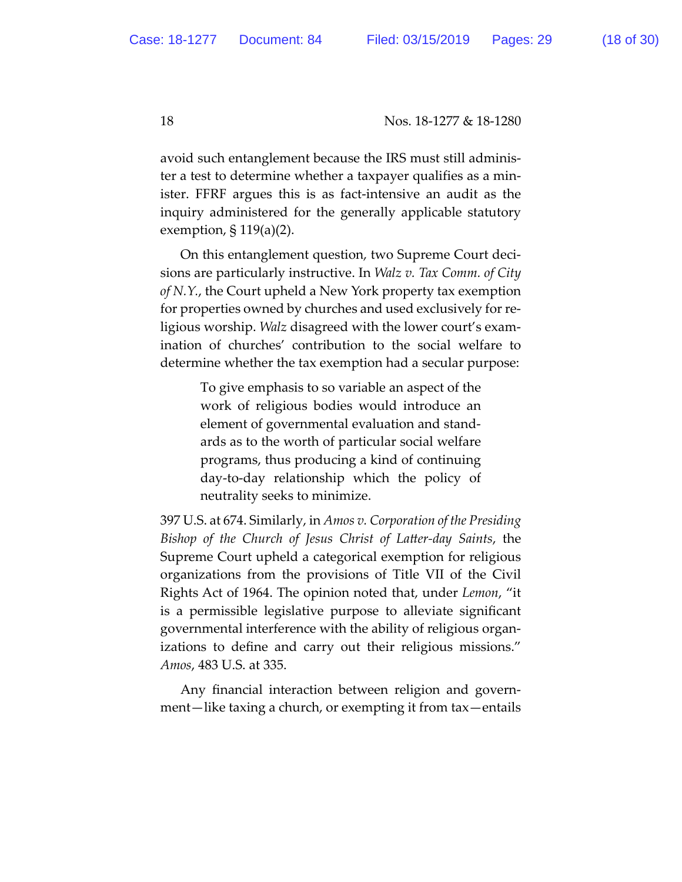avoid such entanglement because the IRS must still administer a test to determine whether a taxpayer qualifies as a minister. FFRF argues this is as fact-intensive an audit as the inquiry administered for the generally applicable statutory exemption, § 119(a)(2).

On this entanglement question, two Supreme Court decisions are particularly instructive. In *Walz v. Tax Comm. of City of N.Y.*, the Court upheld a New York property tax exemption for properties owned by churches and used exclusively for religious worship. *Walz* disagreed with the lower court's examination of churches' contribution to the social welfare to determine whether the tax exemption had a secular purpose:

> To give emphasis to so variable an aspect of the work of religious bodies would introduce an element of governmental evaluation and standards as to the worth of particular social welfare programs, thus producing a kind of continuing day-to-day relationship which the policy of neutrality seeks to minimize.

397 U.S. at 674. Similarly, in *Amos v. Corporation of the Presiding Bishop of the Church of Jesus Christ of Latter-day Saints*, the Supreme Court upheld a categorical exemption for religious organizations from the provisions of Title VII of the Civil Rights Act of 1964. The opinion noted that, under *Lemon*, "it is a permissible legislative purpose to alleviate significant governmental interference with the ability of religious organizations to define and carry out their religious missions." *Amos*, 483 U.S. at 335.

Any financial interaction between religion and government—like taxing a church, or exempting it from tax—entails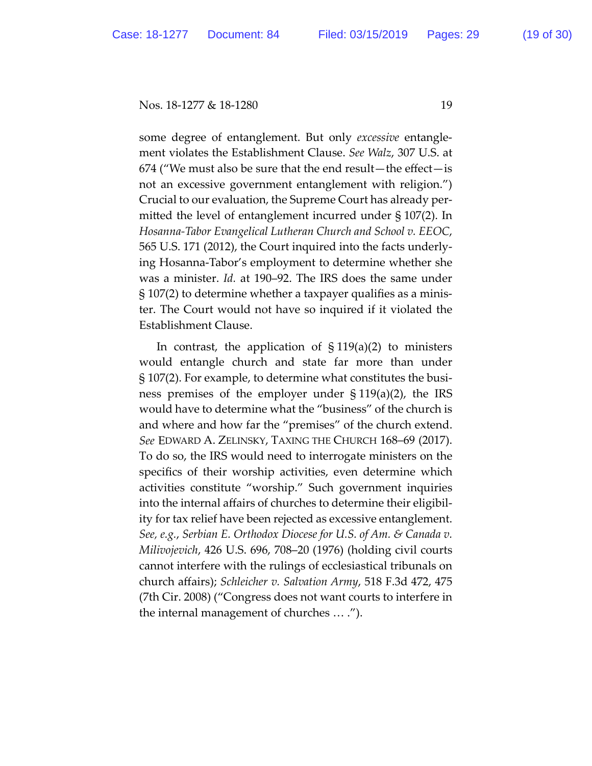some degree of entanglement. But only *excessive* entanglement violates the Establishment Clause. *See Walz*, 307 U.S. at 674 ("We must also be sure that the end result—the effect—is not an excessive government entanglement with religion.") Crucial to our evaluation, the Supreme Court has already permitted the level of entanglement incurred under § 107(2). In *Hosanna-Tabor Evangelical Lutheran Church and School v. EEOC*, 565 U.S. 171 (2012), the Court inquired into the facts underlying Hosanna-Tabor's employment to determine whether she was a minister. *Id.* at 190–92. The IRS does the same under § 107(2) to determine whether a taxpayer qualifies as a minister. The Court would not have so inquired if it violated the Establishment Clause.

In contrast, the application of § 119(a)(2) to ministers would entangle church and state far more than under § 107(2). For example, to determine what constitutes the business premises of the employer under § 119(a)(2), the IRS would have to determine what the "business" of the church is and where and how far the "premises" of the church extend. *See* EDWARD A. ZELINSKY, TAXING THE CHURCH 168–69 (2017). To do so, the IRS would need to interrogate ministers on the specifics of their worship activities, even determine which activities constitute "worship." Such government inquiries into the internal affairs of churches to determine their eligibility for tax relief have been rejected as excessive entanglement. *See, e.g.*, *Serbian E. Orthodox Diocese for U.S. of Am. & Canada v. Milivojevich*, 426 U.S. 696, 708–20 (1976) (holding civil courts cannot interfere with the rulings of ecclesiastical tribunals on church affairs); *Schleicher v. Salvation Army*, 518 F.3d 472, 475 (7th Cir. 2008) ("Congress does not want courts to interfere in the internal management of churches … .").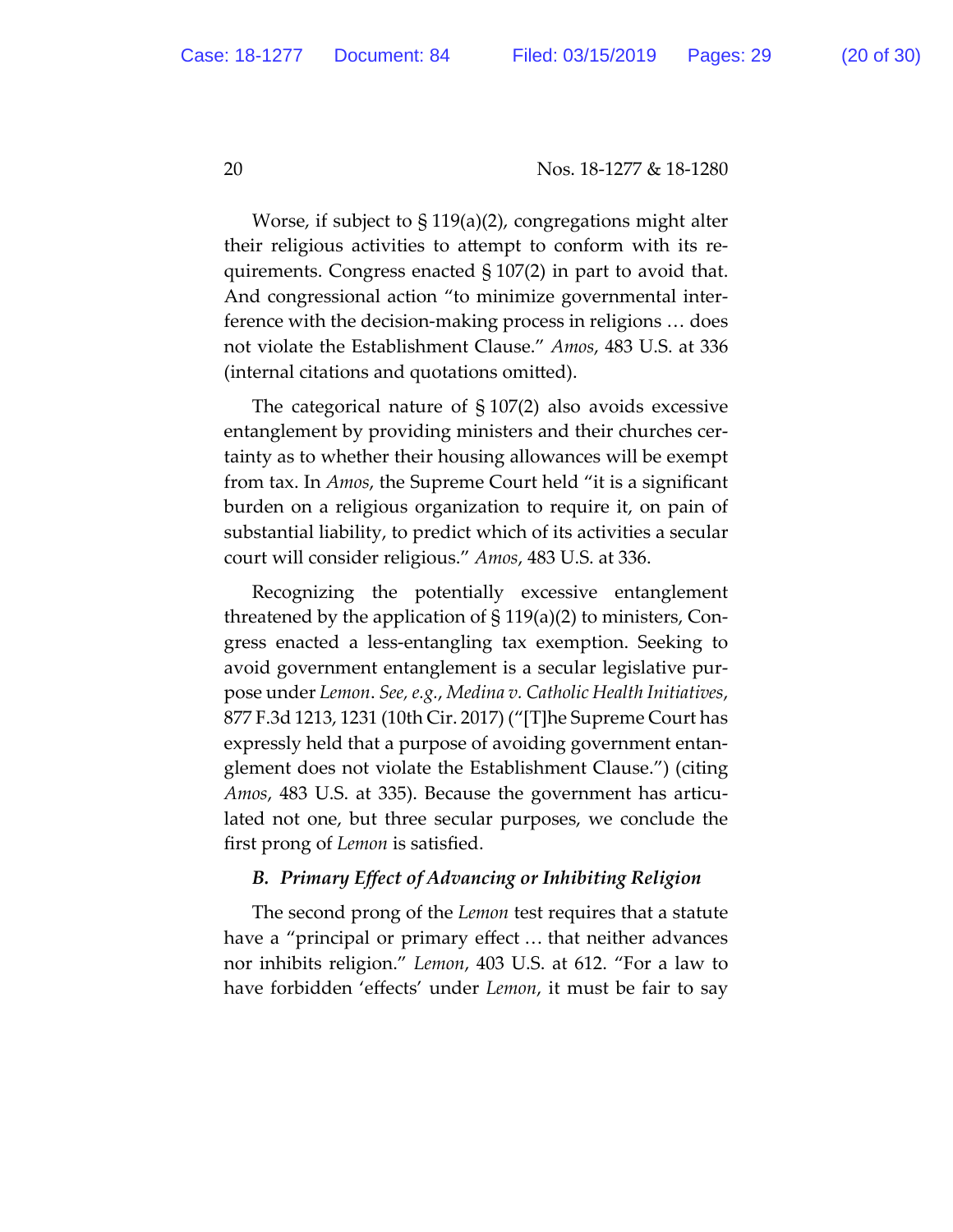Worse, if subject to § 119(a)(2), congregations might alter their religious activities to attempt to conform with its requirements. Congress enacted § 107(2) in part to avoid that. And congressional action "to minimize governmental interference with the decision-making process in religions … does not violate the Establishment Clause." *Amos*, 483 U.S. at 336 (internal citations and quotations omitted).

The categorical nature of § 107(2) also avoids excessive entanglement by providing ministers and their churches certainty as to whether their housing allowances will be exempt from tax. In *Amos*, the Supreme Court held "it is a significant burden on a religious organization to require it, on pain of substantial liability, to predict which of its activities a secular court will consider religious." *Amos*, 483 U.S. at 336.

Recognizing the potentially excessive entanglement threatened by the application of § 119(a)(2) to ministers, Congress enacted a less-entangling tax exemption. Seeking to avoid government entanglement is a secular legislative purpose under *Lemon*. *See, e.g.*, *Medina v. Catholic Health Initiatives*, 877 F.3d 1213, 1231 (10th Cir. 2017) ("[T]he Supreme Court has expressly held that a purpose of avoiding government entanglement does not violate the Establishment Clause.") (citing *Amos*, 483 U.S. at 335). Because the government has articulated not one, but three secular purposes, we conclude the first prong of *Lemon* is satisfied.

### *B. Primary Effect of Advancing or Inhibiting Religion*

The second prong of the *Lemon* test requires that a statute have a "principal or primary effect … that neither advances nor inhibits religion." *Lemon*, 403 U.S. at 612. "For a law to have forbidden 'effects' under *Lemon*, it must be fair to say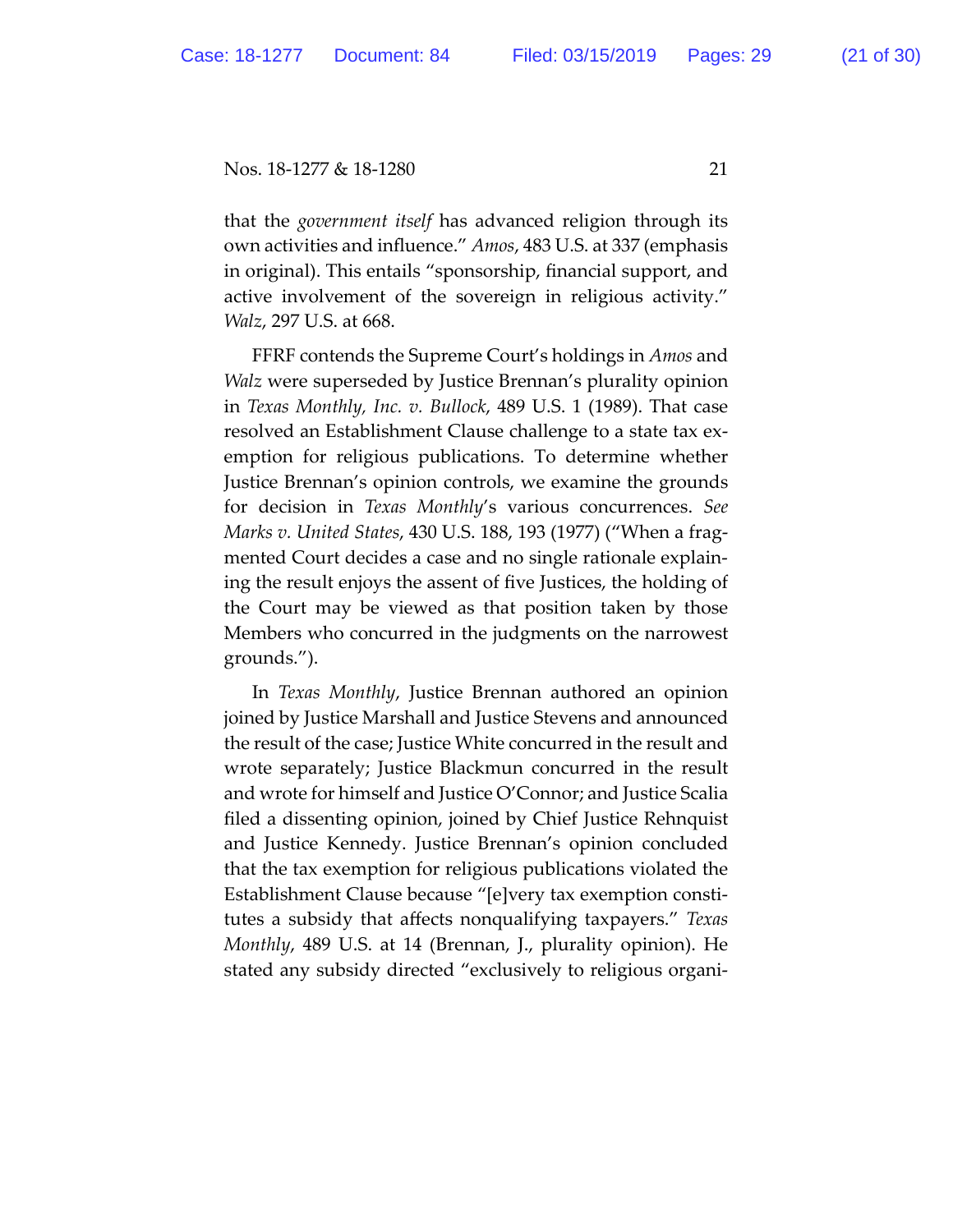that the *government itself* has advanced religion through its own activities and influence." *Amos*, 483 U.S. at 337 (emphasis in original). This entails "sponsorship, financial support, and active involvement of the sovereign in religious activity." *Walz*, 297 U.S. at 668.

FFRF contends the Supreme Court's holdings in *Amos* and *Walz* were superseded by Justice Brennan's plurality opinion in *Texas Monthly, Inc. v. Bullock*, 489 U.S. 1 (1989). That case resolved an Establishment Clause challenge to a state tax exemption for religious publications. To determine whether Justice Brennan's opinion controls, we examine the grounds for decision in *Texas Monthly*'s various concurrences. *See Marks v. United States*, 430 U.S. 188, 193 (1977) ("When a fragmented Court decides a case and no single rationale explaining the result enjoys the assent of five Justices, the holding of the Court may be viewed as that position taken by those Members who concurred in the judgments on the narrowest grounds.").

In *Texas Monthly*, Justice Brennan authored an opinion joined by Justice Marshall and Justice Stevens and announced the result of the case; Justice White concurred in the result and wrote separately; Justice Blackmun concurred in the result and wrote for himself and Justice O'Connor; and Justice Scalia filed a dissenting opinion, joined by Chief Justice Rehnquist and Justice Kennedy. Justice Brennan's opinion concluded that the tax exemption for religious publications violated the Establishment Clause because "[e]very tax exemption constitutes a subsidy that affects nonqualifying taxpayers." *Texas Monthly*, 489 U.S. at 14 (Brennan, J., plurality opinion). He stated any subsidy directed "exclusively to religious organi-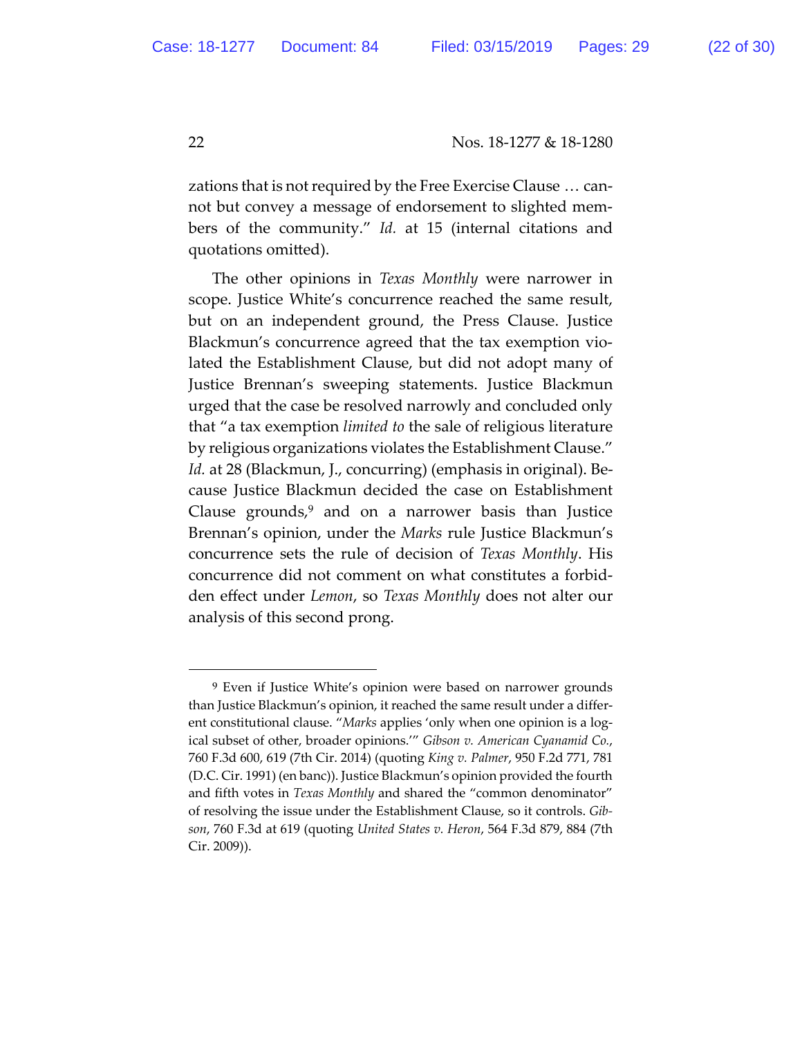zations that is not required by the Free Exercise Clause … cannot but convey a message of endorsement to slighted members of the community." *Id.* at 15 (internal citations and quotations omitted).

The other opinions in *Texas Monthly* were narrower in scope. Justice White's concurrence reached the same result, but on an independent ground, the Press Clause. Justice Blackmun's concurrence agreed that the tax exemption violated the Establishment Clause, but did not adopt many of Justice Brennan's sweeping statements. Justice Blackmun urged that the case be resolved narrowly and concluded only that "a tax exemption *limited to* the sale of religious literature by religious organizations violates the Establishment Clause." *Id.* at 28 (Blackmun, J., concurring) (emphasis in original). Because Justice Blackmun decided the case on Establishment Clause grounds,[9] and on a narrower basis than Justice Brennan's opinion, under the *Marks* rule Justice Blackmun's concurrence sets the rule of decision of *Texas Monthly*. His concurrence did not comment on what constitutes a forbidden effect under *Lemon*, so *Texas Monthly* does not alter our analysis of this second prong.

---

[9] Even if Justice White's opinion were based on narrower grounds than Justice Blackmun's opinion, it reached the same result under a different constitutional clause. "*Marks* applies 'only when one opinion is a logical subset of other, broader opinions.'" *Gibson v. American Cyanamid Co.*, 760 F.3d 600, 619 (7th Cir. 2014) (quoting *King v. Palmer*, 950 F.2d 771, 781 (D.C. Cir. 1991) (en banc)). Justice Blackmun's opinion provided the fourth and fifth votes in *Texas Monthly* and shared the "common denominator" of resolving the issue under the Establishment Clause, so it controls. *Gibson*, 760 F.3d at 619 (quoting *United States v. Heron*, 564 F.3d 879, 884 (7th Cir. 2009)).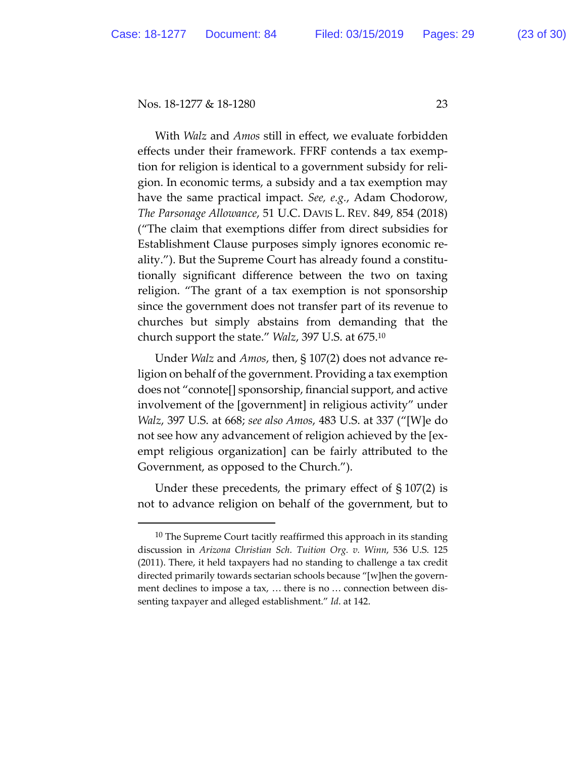With *Walz* and *Amos* still in effect, we evaluate forbidden effects under their framework. FFRF contends a tax exemption for religion is identical to a government subsidy for religion. In economic terms, a subsidy and a tax exemption may have the same practical impact. *See, e.g.*, Adam Chodorow, *The Parsonage Allowance*, 51 U.C. DAVIS L. REV. 849, 854 (2018) ("The claim that exemptions differ from direct subsidies for Establishment Clause purposes simply ignores economic reality."). But the Supreme Court has already found a constitutionally significant difference between the two on taxing religion. "The grant of a tax exemption is not sponsorship since the government does not transfer part of its revenue to churches but simply abstains from demanding that the church support the state." *Walz*, 397 U.S. at 675.[10]

Under *Walz* and *Amos*, then, § 107(2) does not advance religion on behalf of the government. Providing a tax exemption does not "connote[] sponsorship, financial support, and active involvement of the [government] in religious activity" under *Walz*, 397 U.S. at 668; *see also Amos*, 483 U.S. at 337 ("[W]e do not see how any advancement of religion achieved by the [exempt religious organization] can be fairly attributed to the Government, as opposed to the Church.").

Under these precedents, the primary effect of § 107(2) is not to advance religion on behalf of the government, but to

---

[10] The Supreme Court tacitly reaffirmed this approach in its standing discussion in *Arizona Christian Sch. Tuition Org. v. Winn*, 536 U.S. 125 (2011). There, it held taxpayers had no standing to challenge a tax credit directed primarily towards sectarian schools because "[w]hen the government declines to impose a tax, … there is no … connection between dissenting taxpayer and alleged establishment." *Id.* at 142.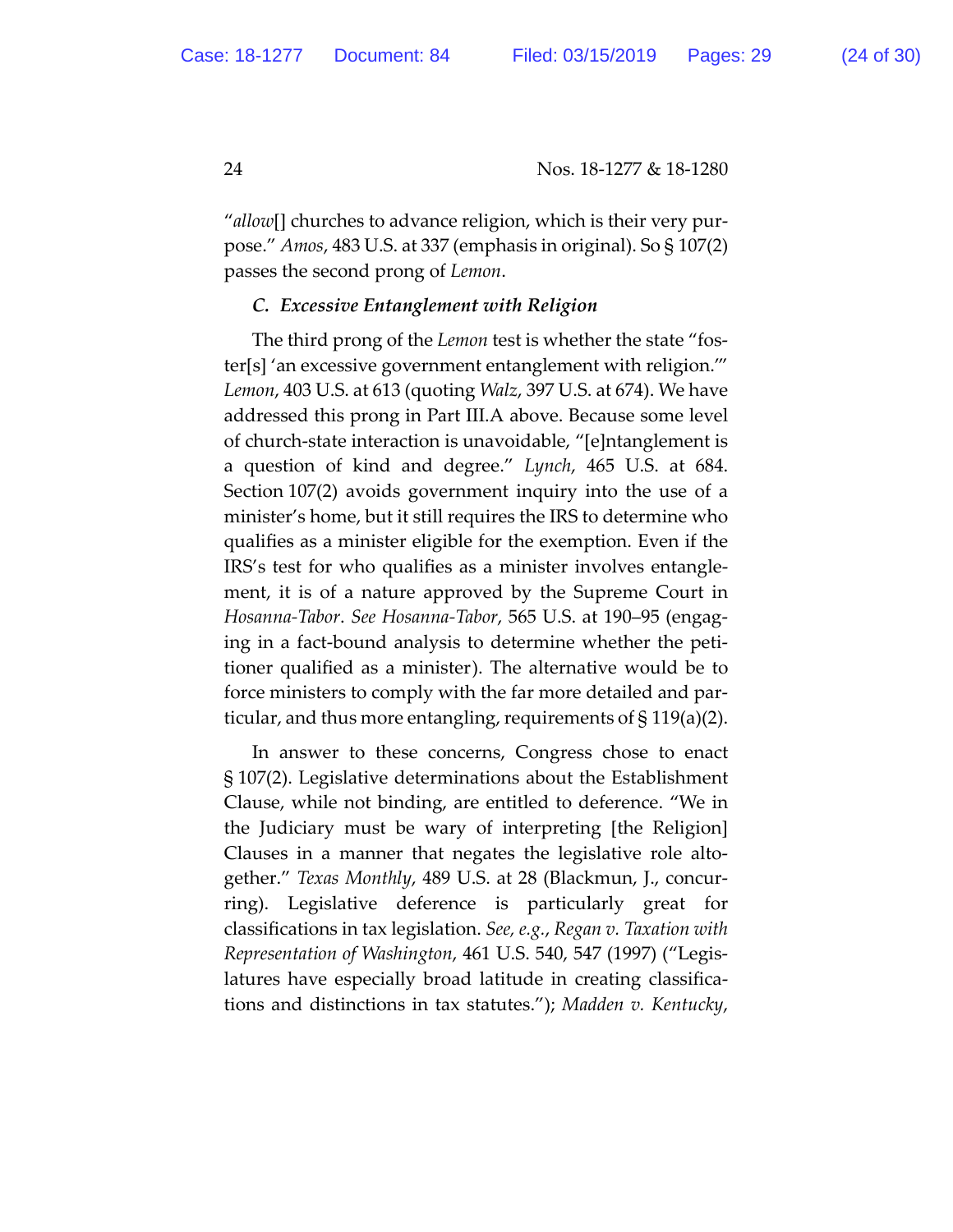"*allow*[] churches to advance religion, which is their very purpose." *Amos*, 483 U.S. at 337 (emphasis in original). So § 107(2) passes the second prong of *Lemon*.

### *C. Excessive Entanglement with Religion*

The third prong of the *Lemon* test is whether the state "foster[s] 'an excessive government entanglement with religion.'" *Lemon*, 403 U.S. at 613 (quoting *Walz*, 397 U.S. at 674). We have addressed this prong in Part III.A above. Because some level of church-state interaction is unavoidable, "[e]ntanglement is a question of kind and degree." *Lynch*, 465 U.S. at 684. Section 107(2) avoids government inquiry into the use of a minister's home, but it still requires the IRS to determine who qualifies as a minister eligible for the exemption. Even if the IRS's test for who qualifies as a minister involves entanglement, it is of a nature approved by the Supreme Court in *Hosanna-Tabor*. *See Hosanna-Tabor*, 565 U.S. at 190–95 (engaging in a fact-bound analysis to determine whether the petitioner qualified as a minister). The alternative would be to force ministers to comply with the far more detailed and particular, and thus more entangling, requirements of § 119(a)(2).

In answer to these concerns, Congress chose to enact § 107(2). Legislative determinations about the Establishment Clause, while not binding, are entitled to deference. "We in the Judiciary must be wary of interpreting [the Religion] Clauses in a manner that negates the legislative role altogether." *Texas Monthly*, 489 U.S. at 28 (Blackmun, J., concurring). Legislative deference is particularly great for classifications in tax legislation. *See, e.g.*, *Regan v. Taxation with Representation of Washington*, 461 U.S. 540, 547 (1997) ("Legislatures have especially broad latitude in creating classifications and distinctions in tax statutes."); *Madden v. Kentucky*,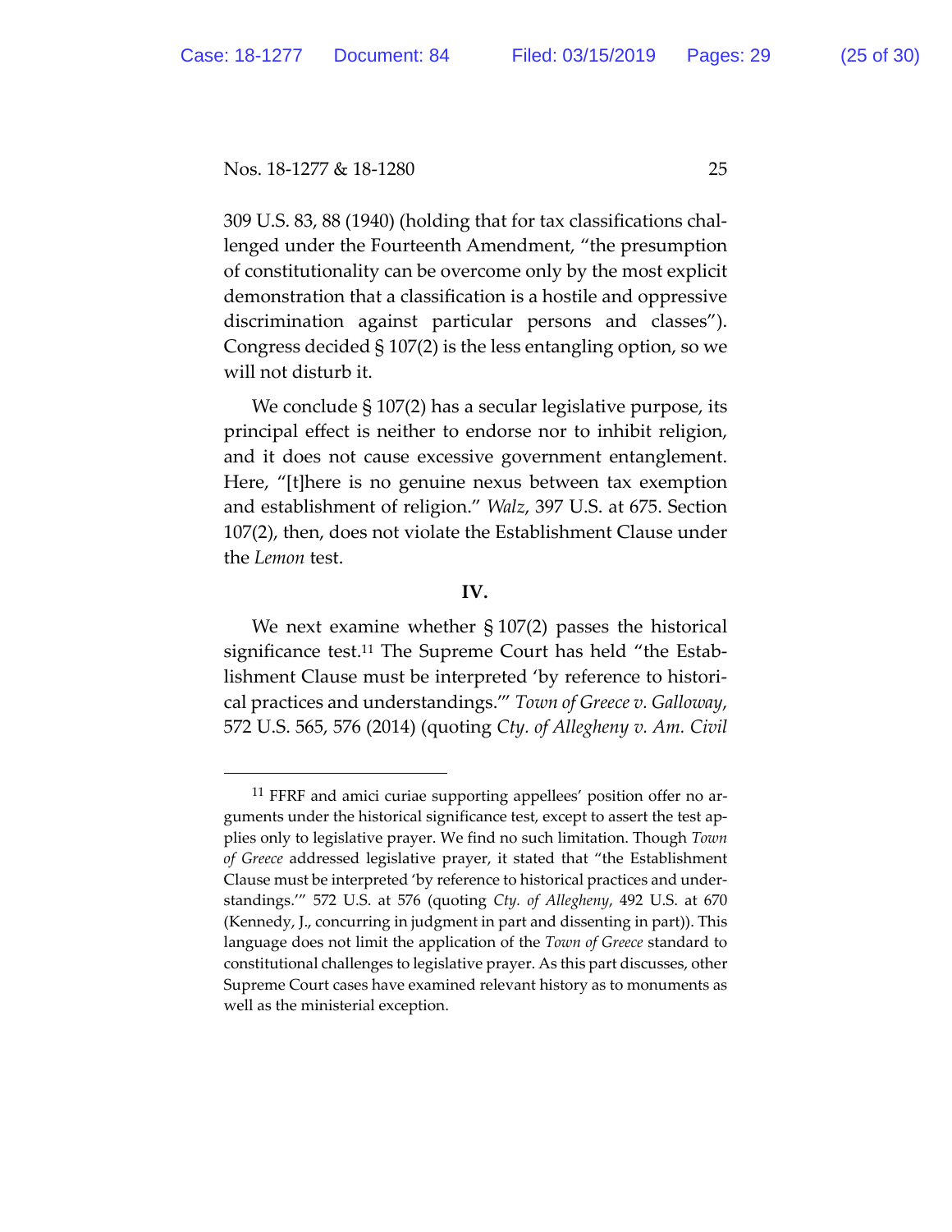309 U.S. 83, 88 (1940) (holding that for tax classifications challenged under the Fourteenth Amendment, "the presumption of constitutionality can be overcome only by the most explicit demonstration that a classification is a hostile and oppressive discrimination against particular persons and classes"). Congress decided § 107(2) is the less entangling option, so we will not disturb it.

We conclude § 107(2) has a secular legislative purpose, its principal effect is neither to endorse nor to inhibit religion, and it does not cause excessive government entanglement. Here, "[t]here is no genuine nexus between tax exemption and establishment of religion." *Walz*, 397 U.S. at 675. Section 107(2), then, does not violate the Establishment Clause under the *Lemon* test.

**IV.**

We next examine whether § 107(2) passes the historical significance test.[11] The Supreme Court has held "the Establishment Clause must be interpreted 'by reference to historical practices and understandings.'" *Town of Greece v. Galloway*, 572 U.S. 565, 576 (2014) (quoting *Cty. of Allegheny v. Am. Civil*

---

[11] FFRF and amici curiae supporting appellees' position offer no arguments under the historical significance test, except to assert the test applies only to legislative prayer. We find no such limitation. Though *Town of Greece* addressed legislative prayer, it stated that "the Establishment Clause must be interpreted 'by reference to historical practices and understandings.'" 572 U.S. at 576 (quoting *Cty. of Allegheny*, 492 U.S. at 670 (Kennedy, J., concurring in judgment in part and dissenting in part)). This language does not limit the application of the *Town of Greece* standard to constitutional challenges to legislative prayer. As this part discusses, other Supreme Court cases have examined relevant history as to monuments as well as the ministerial exception.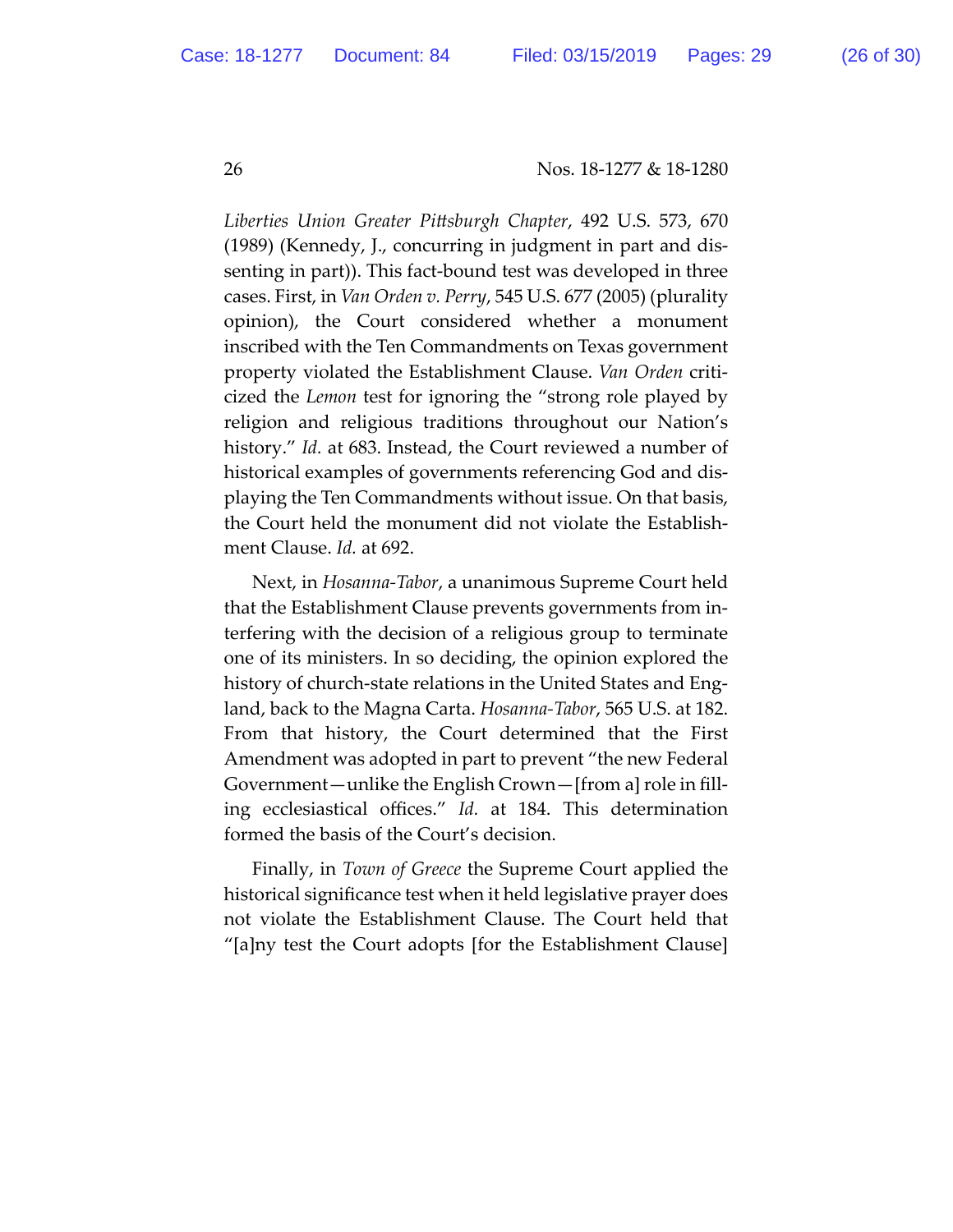*Liberties Union Greater Pittsburgh Chapter*, 492 U.S. 573, 670 (1989) (Kennedy, J., concurring in judgment in part and dissenting in part)). This fact-bound test was developed in three cases. First, in *Van Orden v. Perry*, 545 U.S. 677 (2005) (plurality opinion), the Court considered whether a monument inscribed with the Ten Commandments on Texas government property violated the Establishment Clause. *Van Orden* criticized the *Lemon* test for ignoring the "strong role played by religion and religious traditions throughout our Nation's history." *Id.* at 683. Instead, the Court reviewed a number of historical examples of governments referencing God and displaying the Ten Commandments without issue. On that basis, the Court held the monument did not violate the Establishment Clause. *Id.* at 692.

Next, in *Hosanna-Tabor*, a unanimous Supreme Court held that the Establishment Clause prevents governments from interfering with the decision of a religious group to terminate one of its ministers. In so deciding, the opinion explored the history of church-state relations in the United States and England, back to the Magna Carta. *Hosanna-Tabor*, 565 U.S. at 182. From that history, the Court determined that the First Amendment was adopted in part to prevent "the new Federal Government—unlike the English Crown—[from a] role in filling ecclesiastical offices." *Id.* at 184. This determination formed the basis of the Court's decision.

Finally, in *Town of Greece* the Supreme Court applied the historical significance test when it held legislative prayer does not violate the Establishment Clause. The Court held that "[a]ny test the Court adopts [for the Establishment Clause]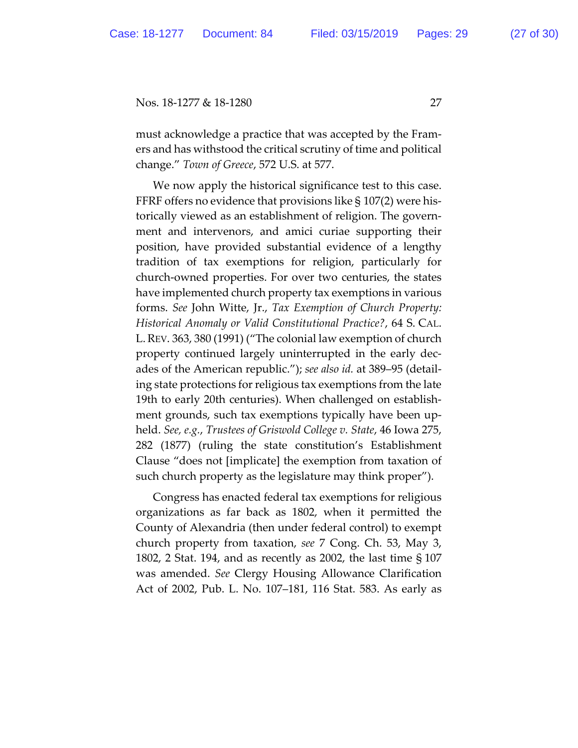must acknowledge a practice that was accepted by the Framers and has withstood the critical scrutiny of time and political change." *Town of Greece*, 572 U.S. at 577.

We now apply the historical significance test to this case. FFRF offers no evidence that provisions like § 107(2) were historically viewed as an establishment of religion. The government and intervenors, and amici curiae supporting their position, have provided substantial evidence of a lengthy tradition of tax exemptions for religion, particularly for church-owned properties. For over two centuries, the states have implemented church property tax exemptions in various forms. *See* John Witte, Jr., *Tax Exemption of Church Property: Historical Anomaly or Valid Constitutional Practice?*, 64 S. CAL. L. REV. 363, 380 (1991) ("The colonial law exemption of church property continued largely uninterrupted in the early decades of the American republic."); *see also id.* at 389–95 (detailing state protections for religious tax exemptions from the late 19th to early 20th centuries). When challenged on establishment grounds, such tax exemptions typically have been upheld. *See, e.g.*, *Trustees of Griswold College v. State*, 46 Iowa 275, 282 (1877) (ruling the state constitution's Establishment Clause "does not [implicate] the exemption from taxation of such church property as the legislature may think proper").

Congress has enacted federal tax exemptions for religious organizations as far back as 1802, when it permitted the County of Alexandria (then under federal control) to exempt church property from taxation, *see* 7 Cong. Ch. 53, May 3, 1802, 2 Stat. 194, and as recently as 2002, the last time § 107 was amended. *See* Clergy Housing Allowance Clarification Act of 2002, Pub. L. No. 107–181, 116 Stat. 583. As early as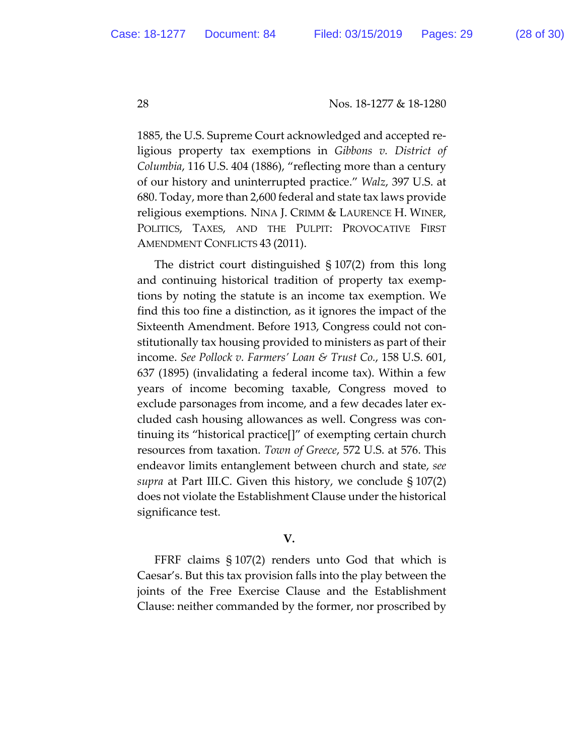1885, the U.S. Supreme Court acknowledged and accepted religious property tax exemptions in *Gibbons v. District of Columbia*, 116 U.S. 404 (1886), "reflecting more than a century of our history and uninterrupted practice." *Walz*, 397 U.S. at 680. Today, more than 2,600 federal and state tax laws provide religious exemptions. NINA J. CRIMM & LAURENCE H. WINER, POLITICS, TAXES, AND THE PULPIT: PROVOCATIVE FIRST AMENDMENT CONFLICTS 43 (2011).

The district court distinguished § 107(2) from this long and continuing historical tradition of property tax exemptions by noting the statute is an income tax exemption. We find this too fine a distinction, as it ignores the impact of the Sixteenth Amendment. Before 1913, Congress could not constitutionally tax housing provided to ministers as part of their income. *See Pollock v. Farmers' Loan & Trust Co.*, 158 U.S. 601, 637 (1895) (invalidating a federal income tax). Within a few years of income becoming taxable, Congress moved to exclude parsonages from income, and a few decades later excluded cash housing allowances as well. Congress was continuing its "historical practice[]" of exempting certain church resources from taxation. *Town of Greece*, 572 U.S. at 576. This endeavor limits entanglement between church and state, *see supra* at Part III.C. Given this history, we conclude § 107(2) does not violate the Establishment Clause under the historical significance test.

## V.

FFRF claims § 107(2) renders unto God that which is Caesar's. But this tax provision falls into the play between the joints of the Free Exercise Clause and the Establishment Clause: neither commanded by the former, nor proscribed by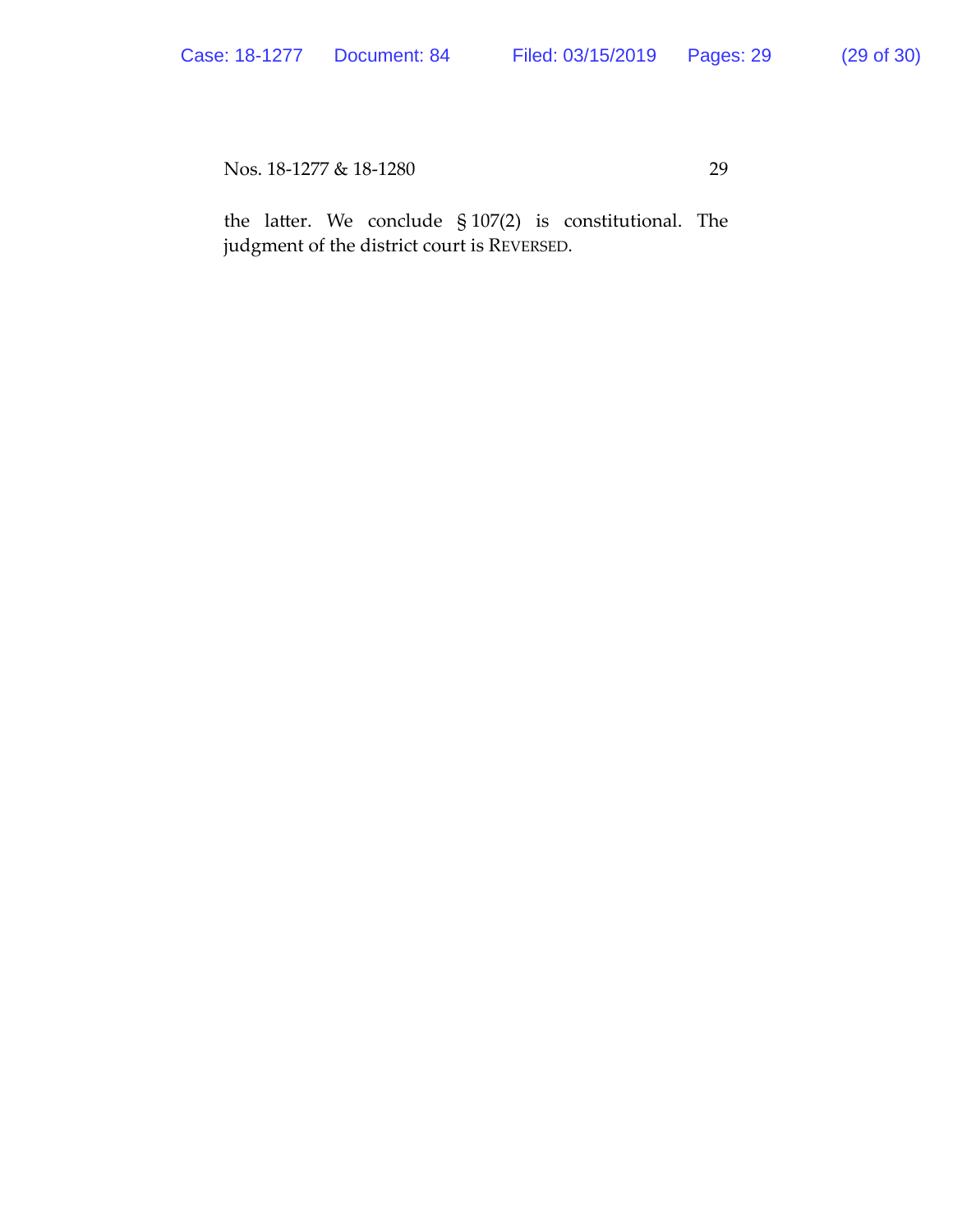the latter. We conclude § 107(2) is constitutional. The judgment of the district court is REVERSED.